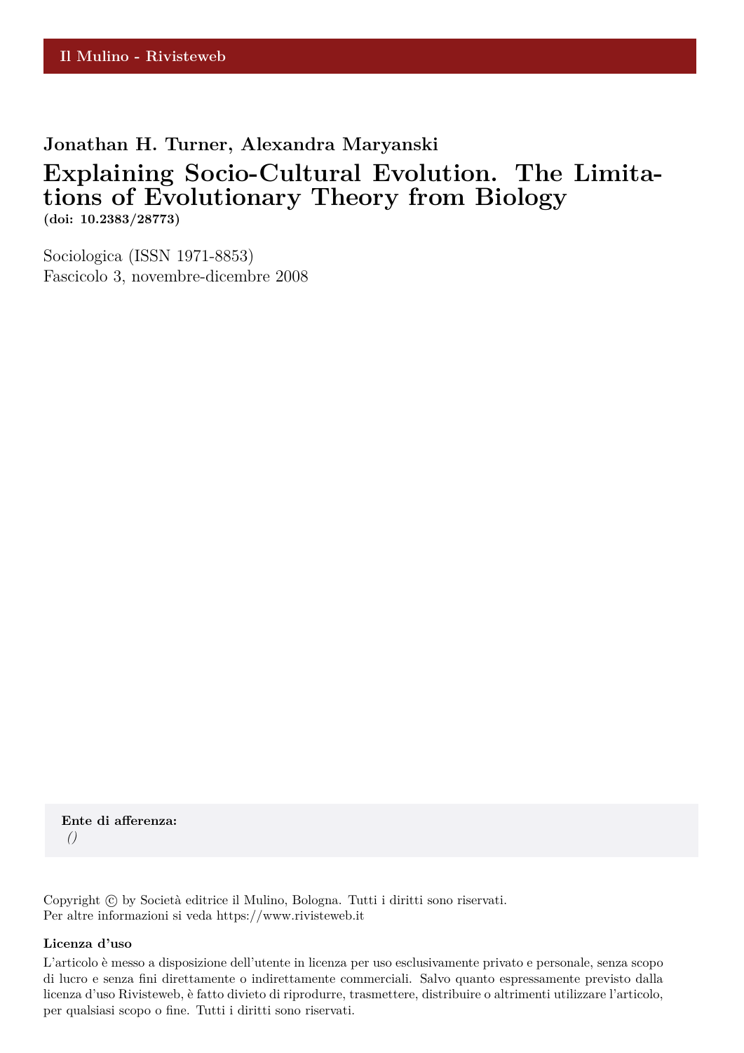Il Mulino - Rivisteweb

**Jonathan H. Turner, Alexandra Maryanski**

# Explaining Socio-Cultural Evolution. The Limitations of Evolutionary Theory from Biology

**(doi: 10.2383/28773)**

Sociologica (ISSN 1971-8853)
Fascicolo 3, novembre-dicembre 2008

**Ente di afferenza:**
*()*

Copyright © by Società editrice il Mulino, Bologna. Tutti i diritti sono riservati.
Per altre informazioni si veda https://www.rivisteweb.it

**Licenza d'uso**

L'articolo è messo a disposizione dell'utente in licenza per uso esclusivamente privato e personale, senza scopo di lucro e senza fini direttamente o indirettamente commerciali. Salvo quanto espressamente previsto dalla licenza d'uso Rivisteweb, è fatto divieto di riprodurre, trasmettere, distribuire o altrimenti utilizzare l'articolo, per qualsiasi scopo o fine. Tutti i diritti sono riservati.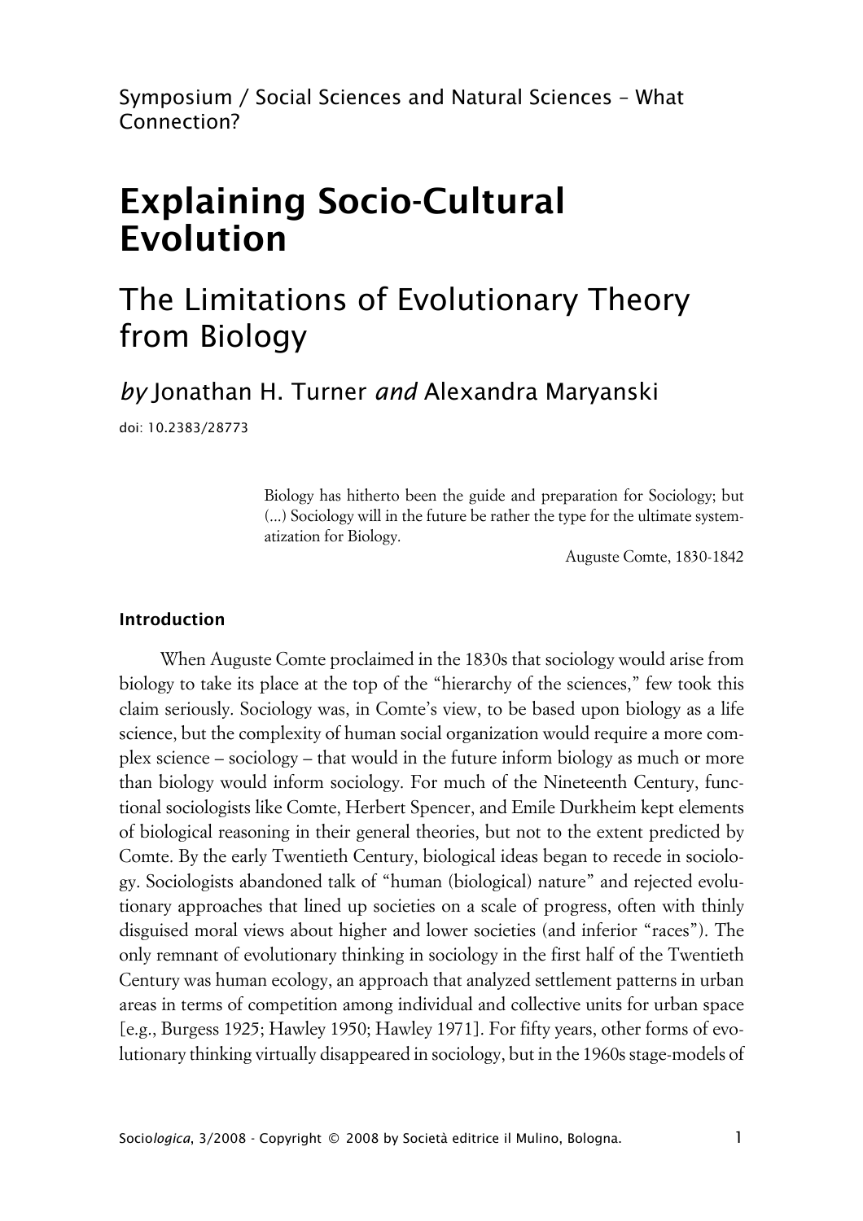Symposium / Social Sciences and Natural Sciences – What Connection?

# Explaining Socio-Cultural Evolution

## The Limitations of Evolutionary Theory from Biology

*by* Jonathan H. Turner *and* Alexandra Maryanski

doi: 10.2383/28773

> Biology has hitherto been the guide and preparation for Sociology; but (...) Sociology will in the future be rather the type for the ultimate systematization for Biology.
>
> Auguste Comte, 1830-1842

### Introduction

When Auguste Comte proclaimed in the 1830s that sociology would arise from biology to take its place at the top of the "hierarchy of the sciences," few took this claim seriously. Sociology was, in Comte's view, to be based upon biology as a life science, but the complexity of human social organization would require a more complex science – sociology – that would in the future inform biology as much or more than biology would inform sociology. For much of the Nineteenth Century, functional sociologists like Comte, Herbert Spencer, and Emile Durkheim kept elements of biological reasoning in their general theories, but not to the extent predicted by Comte. By the early Twentieth Century, biological ideas began to recede in sociology. Sociologists abandoned talk of "human (biological) nature" and rejected evolutionary approaches that lined up societies on a scale of progress, often with thinly disguised moral views about higher and lower societies (and inferior "races"). The only remnant of evolutionary thinking in sociology in the first half of the Twentieth Century was human ecology, an approach that analyzed settlement patterns in urban areas in terms of competition among individual and collective units for urban space [e.g., Burgess 1925; Hawley 1950; Hawley 1971]. For fifty years, other forms of evolutionary thinking virtually disappeared in sociology, but in the 1960s stage-models of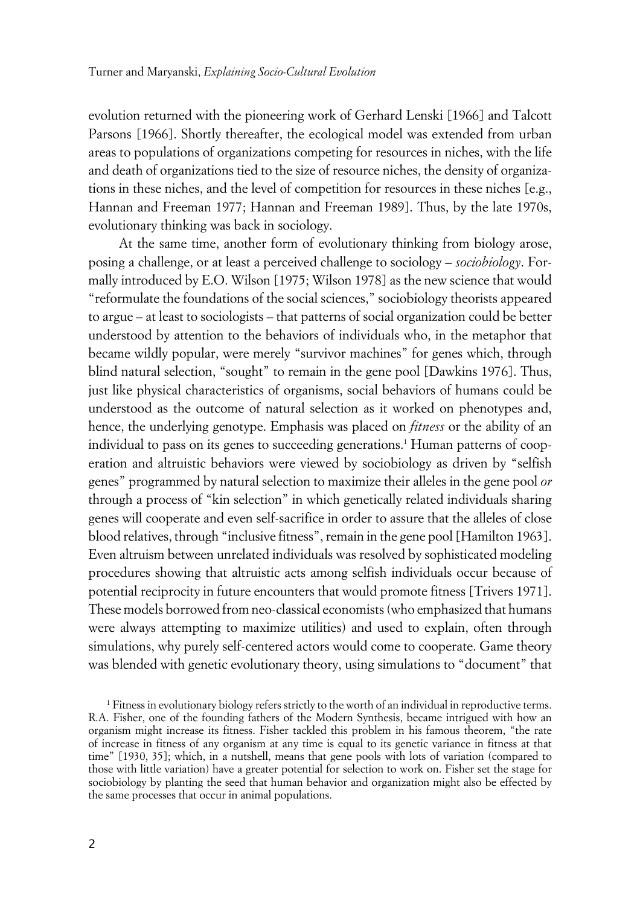evolution returned with the pioneering work of Gerhard Lenski [1966] and Talcott Parsons [1966]. Shortly thereafter, the ecological model was extended from urban areas to populations of organizations competing for resources in niches, with the life and death of organizations tied to the size of resource niches, the density of organizations in these niches, and the level of competition for resources in these niches [e.g., Hannan and Freeman 1977; Hannan and Freeman 1989]. Thus, by the late 1970s, evolutionary thinking was back in sociology.

At the same time, another form of evolutionary thinking from biology arose, posing a challenge, or at least a perceived challenge to sociology – *sociobiology*. Formally introduced by E.O. Wilson [1975; Wilson 1978] as the new science that would "reformulate the foundations of the social sciences," sociobiology theorists appeared to argue – at least to sociologists – that patterns of social organization could be better understood by attention to the behaviors of individuals who, in the metaphor that became wildly popular, were merely "survivor machines" for genes which, through blind natural selection, "sought" to remain in the gene pool [Dawkins 1976]. Thus, just like physical characteristics of organisms, social behaviors of humans could be understood as the outcome of natural selection as it worked on phenotypes and, hence, the underlying genotype. Emphasis was placed on *fitness* or the ability of an individual to pass on its genes to succeeding generations.[1] Human patterns of cooperation and altruistic behaviors were viewed by sociobiology as driven by "selfish genes" programmed by natural selection to maximize their alleles in the gene pool *or* through a process of "kin selection" in which genetically related individuals sharing genes will cooperate and even self-sacrifice in order to assure that the alleles of close blood relatives, through "inclusive fitness", remain in the gene pool [Hamilton 1963]. Even altruism between unrelated individuals was resolved by sophisticated modeling procedures showing that altruistic acts among selfish individuals occur because of potential reciprocity in future encounters that would promote fitness [Trivers 1971]. These models borrowed from neo-classical economists (who emphasized that humans were always attempting to maximize utilities) and used to explain, often through simulations, why purely self-centered actors would come to cooperate. Game theory was blended with genetic evolutionary theory, using simulations to "document" that

[1] Fitness in evolutionary biology refers strictly to the worth of an individual in reproductive terms. R.A. Fisher, one of the founding fathers of the Modern Synthesis, became intrigued with how an organism might increase its fitness. Fisher tackled this problem in his famous theorem, "the rate of increase in fitness of any organism at any time is equal to its genetic variance in fitness at that time" [1930, 35]; which, in a nutshell, means that gene pools with lots of variation (compared to those with little variation) have a greater potential for selection to work on. Fisher set the stage for sociobiology by planting the seed that human behavior and organization might also be effected by the same processes that occur in animal populations.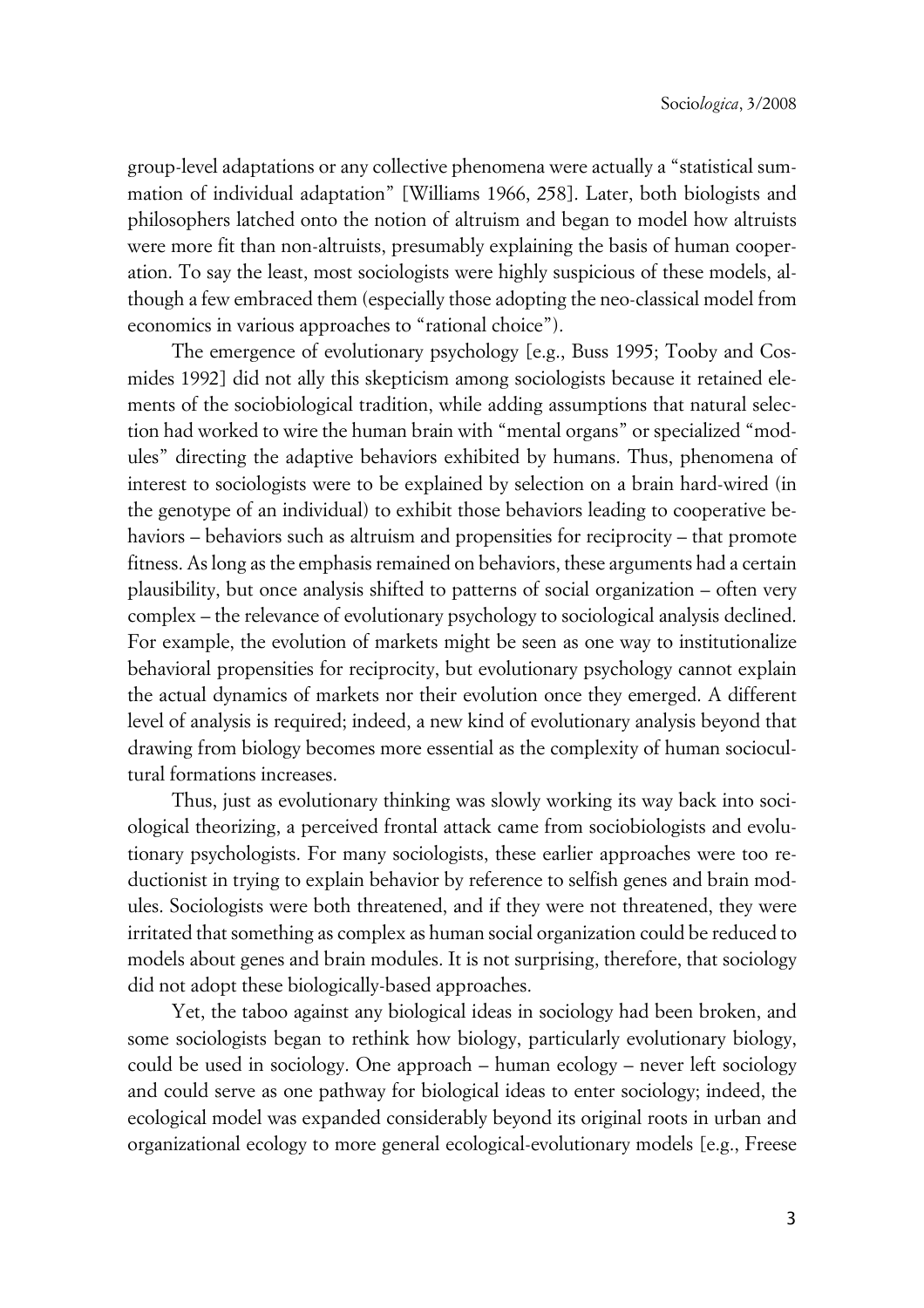group-level adaptations or any collective phenomena were actually a "statistical summation of individual adaptation" [Williams 1966, 258]. Later, both biologists and philosophers latched onto the notion of altruism and began to model how altruists were more fit than non-altruists, presumably explaining the basis of human cooperation. To say the least, most sociologists were highly suspicious of these models, although a few embraced them (especially those adopting the neo-classical model from economics in various approaches to "rational choice").

The emergence of evolutionary psychology [e.g., Buss 1995; Tooby and Cosmides 1992] did not ally this skepticism among sociologists because it retained elements of the sociobiological tradition, while adding assumptions that natural selection had worked to wire the human brain with "mental organs" or specialized "modules" directing the adaptive behaviors exhibited by humans. Thus, phenomena of interest to sociologists were to be explained by selection on a brain hard-wired (in the genotype of an individual) to exhibit those behaviors leading to cooperative behaviors – behaviors such as altruism and propensities for reciprocity – that promote fitness. As long as the emphasis remained on behaviors, these arguments had a certain plausibility, but once analysis shifted to patterns of social organization – often very complex – the relevance of evolutionary psychology to sociological analysis declined. For example, the evolution of markets might be seen as one way to institutionalize behavioral propensities for reciprocity, but evolutionary psychology cannot explain the actual dynamics of markets nor their evolution once they emerged. A different level of analysis is required; indeed, a new kind of evolutionary analysis beyond that drawing from biology becomes more essential as the complexity of human sociocultural formations increases.

Thus, just as evolutionary thinking was slowly working its way back into sociological theorizing, a perceived frontal attack came from sociobiologists and evolutionary psychologists. For many sociologists, these earlier approaches were too reductionist in trying to explain behavior by reference to selfish genes and brain modules. Sociologists were both threatened, and if they were not threatened, they were irritated that something as complex as human social organization could be reduced to models about genes and brain modules. It is not surprising, therefore, that sociology did not adopt these biologically-based approaches.

Yet, the taboo against any biological ideas in sociology had been broken, and some sociologists began to rethink how biology, particularly evolutionary biology, could be used in sociology. One approach – human ecology – never left sociology and could serve as one pathway for biological ideas to enter sociology; indeed, the ecological model was expanded considerably beyond its original roots in urban and organizational ecology to more general ecological-evolutionary models [e.g., Freese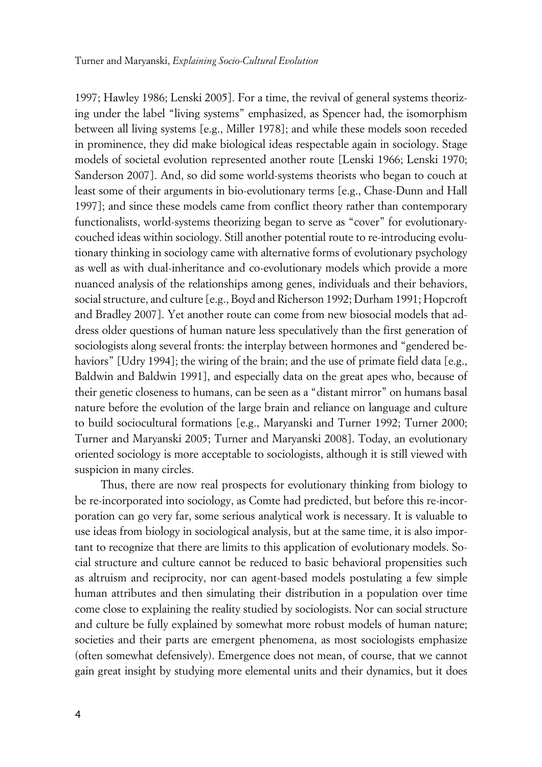1997; Hawley 1986; Lenski 2005]. For a time, the revival of general systems theorizing under the label "living systems" emphasized, as Spencer had, the isomorphism between all living systems [e.g., Miller 1978]; and while these models soon receded in prominence, they did make biological ideas respectable again in sociology. Stage models of societal evolution represented another route [Lenski 1966; Lenski 1970; Sanderson 2007]. And, so did some world-systems theorists who began to couch at least some of their arguments in bio-evolutionary terms [e.g., Chase-Dunn and Hall 1997]; and since these models came from conflict theory rather than contemporary functionalists, world-systems theorizing began to serve as "cover" for evolutionary-couched ideas within sociology. Still another potential route to re-introducing evolutionary thinking in sociology came with alternative forms of evolutionary psychology as well as with dual-inheritance and co-evolutionary models which provide a more nuanced analysis of the relationships among genes, individuals and their behaviors, social structure, and culture [e.g., Boyd and Richerson 1992; Durham 1991; Hopcroft and Bradley 2007]. Yet another route can come from new biosocial models that address older questions of human nature less speculatively than the first generation of sociologists along several fronts: the interplay between hormones and "gendered behaviors" [Udry 1994]; the wiring of the brain; and the use of primate field data [e.g., Baldwin and Baldwin 1991], and especially data on the great apes who, because of their genetic closeness to humans, can be seen as a "distant mirror" on humans basal nature before the evolution of the large brain and reliance on language and culture to build sociocultural formations [e.g., Maryanski and Turner 1992; Turner 2000; Turner and Maryanski 2005; Turner and Maryanski 2008]. Today, an evolutionary oriented sociology is more acceptable to sociologists, although it is still viewed with suspicion in many circles.

Thus, there are now real prospects for evolutionary thinking from biology to be re-incorporated into sociology, as Comte had predicted, but before this re-incorporation can go very far, some serious analytical work is necessary. It is valuable to use ideas from biology in sociological analysis, but at the same time, it is also important to recognize that there are limits to this application of evolutionary models. Social structure and culture cannot be reduced to basic behavioral propensities such as altruism and reciprocity, nor can agent-based models postulating a few simple human attributes and then simulating their distribution in a population over time come close to explaining the reality studied by sociologists. Nor can social structure and culture be fully explained by somewhat more robust models of human nature; societies and their parts are emergent phenomena, as most sociologists emphasize (often somewhat defensively). Emergence does not mean, of course, that we cannot gain great insight by studying more elemental units and their dynamics, but it does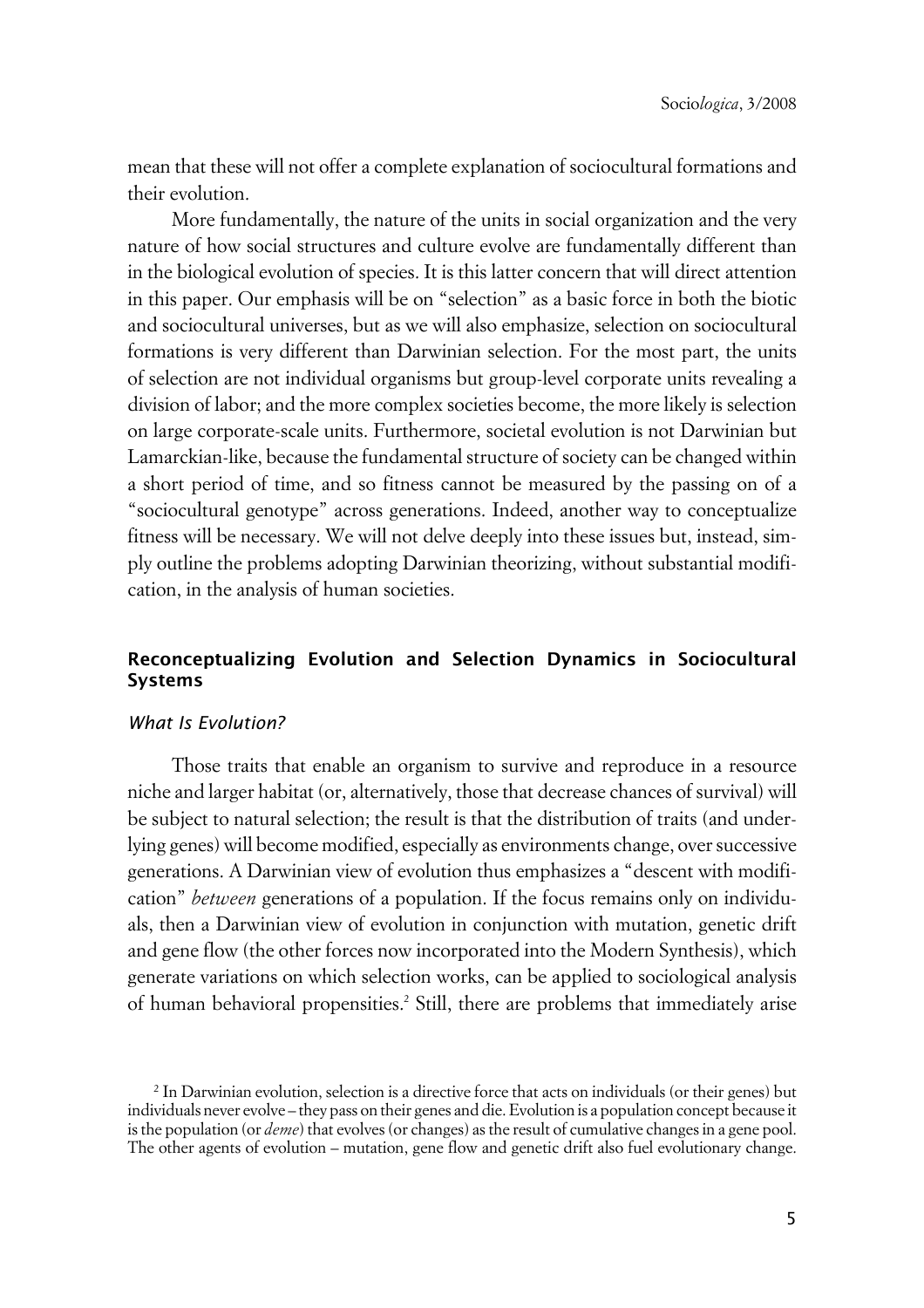mean that these will not offer a complete explanation of sociocultural formations and their evolution.

More fundamentally, the nature of the units in social organization and the very nature of how social structures and culture evolve are fundamentally different than in the biological evolution of species. It is this latter concern that will direct attention in this paper. Our emphasis will be on "selection" as a basic force in both the biotic and sociocultural universes, but as we will also emphasize, selection on sociocultural formations is very different than Darwinian selection. For the most part, the units of selection are not individual organisms but group-level corporate units revealing a division of labor; and the more complex societies become, the more likely is selection on large corporate-scale units. Furthermore, societal evolution is not Darwinian but Lamarckian-like, because the fundamental structure of society can be changed within a short period of time, and so fitness cannot be measured by the passing on of a "sociocultural genotype" across generations. Indeed, another way to conceptualize fitness will be necessary. We will not delve deeply into these issues but, instead, simply outline the problems adopting Darwinian theorizing, without substantial modification, in the analysis of human societies.

## Reconceptualizing Evolution and Selection Dynamics in Sociocultural Systems

### *What Is Evolution?*

Those traits that enable an organism to survive and reproduce in a resource niche and larger habitat (or, alternatively, those that decrease chances of survival) will be subject to natural selection; the result is that the distribution of traits (and underlying genes) will become modified, especially as environments change, over successive generations. A Darwinian view of evolution thus emphasizes a "descent with modification" *between* generations of a population. If the focus remains only on individuals, then a Darwinian view of evolution in conjunction with mutation, genetic drift and gene flow (the other forces now incorporated into the Modern Synthesis), which generate variations on which selection works, can be applied to sociological analysis of human behavioral propensities.[2] Still, there are problems that immediately arise

[2] In Darwinian evolution, selection is a directive force that acts on individuals (or their genes) but individuals never evolve – they pass on their genes and die. Evolution is a population concept because it is the population (or *deme*) that evolves (or changes) as the result of cumulative changes in a gene pool. The other agents of evolution – mutation, gene flow and genetic drift also fuel evolutionary change.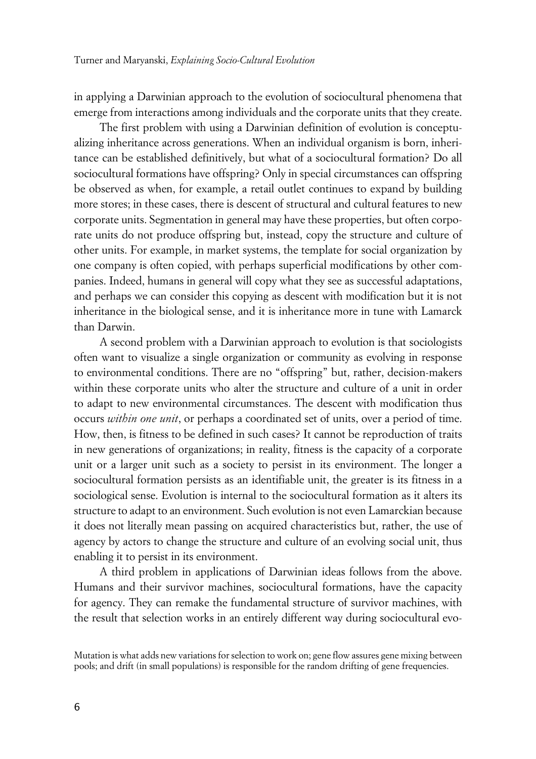in applying a Darwinian approach to the evolution of sociocultural phenomena that emerge from interactions among individuals and the corporate units that they create.

The first problem with using a Darwinian definition of evolution is conceptualizing inheritance across generations. When an individual organism is born, inheritance can be established definitively, but what of a sociocultural formation? Do all sociocultural formations have offspring? Only in special circumstances can offspring be observed as when, for example, a retail outlet continues to expand by building more stores; in these cases, there is descent of structural and cultural features to new corporate units. Segmentation in general may have these properties, but often corporate units do not produce offspring but, instead, copy the structure and culture of other units. For example, in market systems, the template for social organization by one company is often copied, with perhaps superficial modifications by other companies. Indeed, humans in general will copy what they see as successful adaptations, and perhaps we can consider this copying as descent with modification but it is not inheritance in the biological sense, and it is inheritance more in tune with Lamarck than Darwin.

A second problem with a Darwinian approach to evolution is that sociologists often want to visualize a single organization or community as evolving in response to environmental conditions. There are no "offspring" but, rather, decision-makers within these corporate units who alter the structure and culture of a unit in order to adapt to new environmental circumstances. The descent with modification thus occurs *within one unit*, or perhaps a coordinated set of units, over a period of time. How, then, is fitness to be defined in such cases? It cannot be reproduction of traits in new generations of organizations; in reality, fitness is the capacity of a corporate unit or a larger unit such as a society to persist in its environment. The longer a sociocultural formation persists as an identifiable unit, the greater is its fitness in a sociological sense. Evolution is internal to the sociocultural formation as it alters its structure to adapt to an environment. Such evolution is not even Lamarckian because it does not literally mean passing on acquired characteristics but, rather, the use of agency by actors to change the structure and culture of an evolving social unit, thus enabling it to persist in its environment.

A third problem in applications of Darwinian ideas follows from the above. Humans and their survivor machines, sociocultural formations, have the capacity for agency. They can remake the fundamental structure of survivor machines, with the result that selection works in an entirely different way during sociocultural evo-

Mutation is what adds new variations for selection to work on; gene flow assures gene mixing between pools; and drift (in small populations) is responsible for the random drifting of gene frequencies.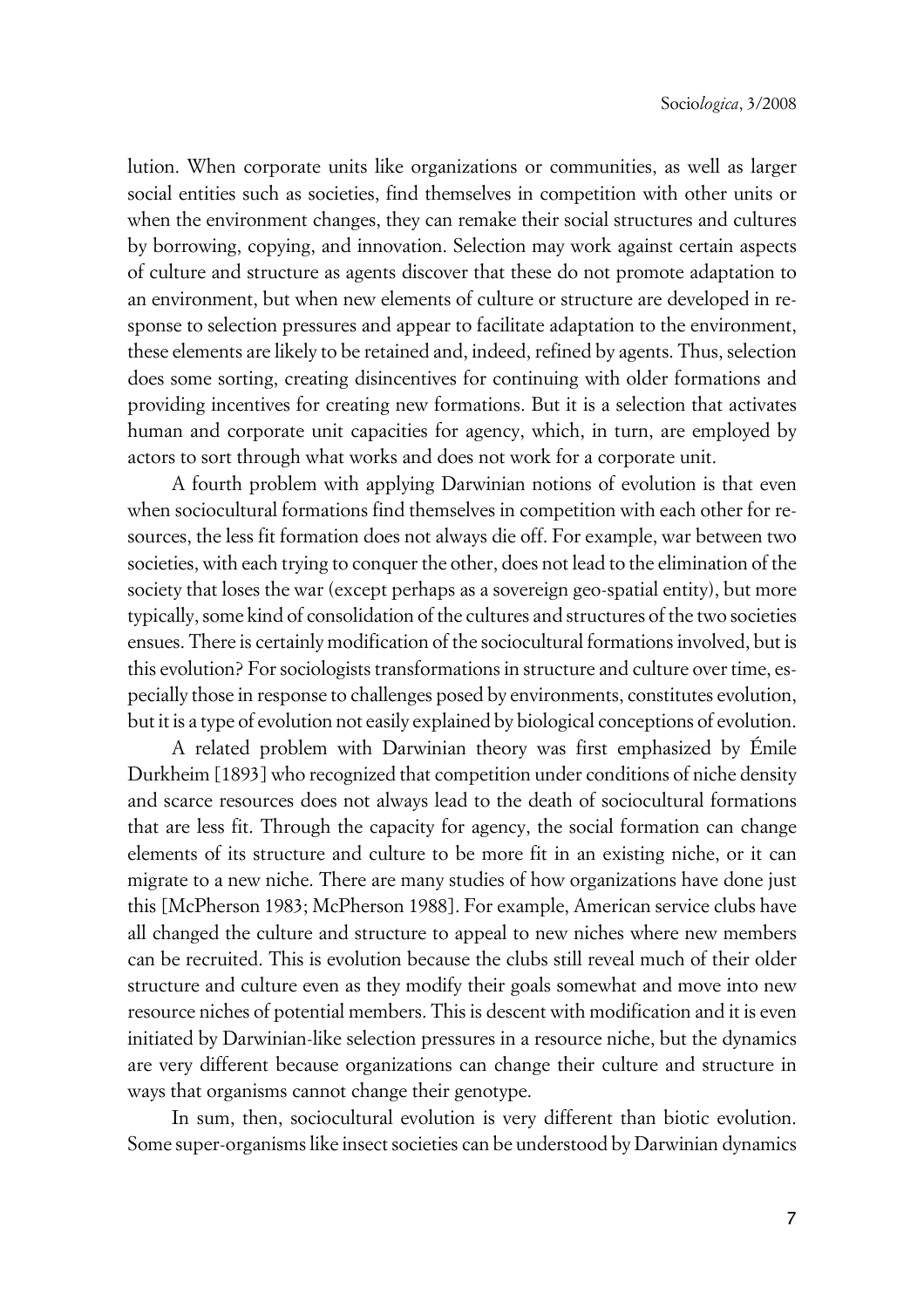lution. When corporate units like organizations or communities, as well as larger social entities such as societies, find themselves in competition with other units or when the environment changes, they can remake their social structures and cultures by borrowing, copying, and innovation. Selection may work against certain aspects of culture and structure as agents discover that these do not promote adaptation to an environment, but when new elements of culture or structure are developed in response to selection pressures and appear to facilitate adaptation to the environment, these elements are likely to be retained and, indeed, refined by agents. Thus, selection does some sorting, creating disincentives for continuing with older formations and providing incentives for creating new formations. But it is a selection that activates human and corporate unit capacities for agency, which, in turn, are employed by actors to sort through what works and does not work for a corporate unit.

A fourth problem with applying Darwinian notions of evolution is that even when sociocultural formations find themselves in competition with each other for resources, the less fit formation does not always die off. For example, war between two societies, with each trying to conquer the other, does not lead to the elimination of the society that loses the war (except perhaps as a sovereign geo-spatial entity), but more typically, some kind of consolidation of the cultures and structures of the two societies ensues. There is certainly modification of the sociocultural formations involved, but is this evolution? For sociologists transformations in structure and culture over time, especially those in response to challenges posed by environments, constitutes evolution, but it is a type of evolution not easily explained by biological conceptions of evolution.

A related problem with Darwinian theory was first emphasized by Émile Durkheim [1893] who recognized that competition under conditions of niche density and scarce resources does not always lead to the death of sociocultural formations that are less fit. Through the capacity for agency, the social formation can change elements of its structure and culture to be more fit in an existing niche, or it can migrate to a new niche. There are many studies of how organizations have done just this [McPherson 1983; McPherson 1988]. For example, American service clubs have all changed the culture and structure to appeal to new niches where new members can be recruited. This is evolution because the clubs still reveal much of their older structure and culture even as they modify their goals somewhat and move into new resource niches of potential members. This is descent with modification and it is even initiated by Darwinian-like selection pressures in a resource niche, but the dynamics are very different because organizations can change their culture and structure in ways that organisms cannot change their genotype.

In sum, then, sociocultural evolution is very different than biotic evolution. Some super-organisms like insect societies can be understood by Darwinian dynamics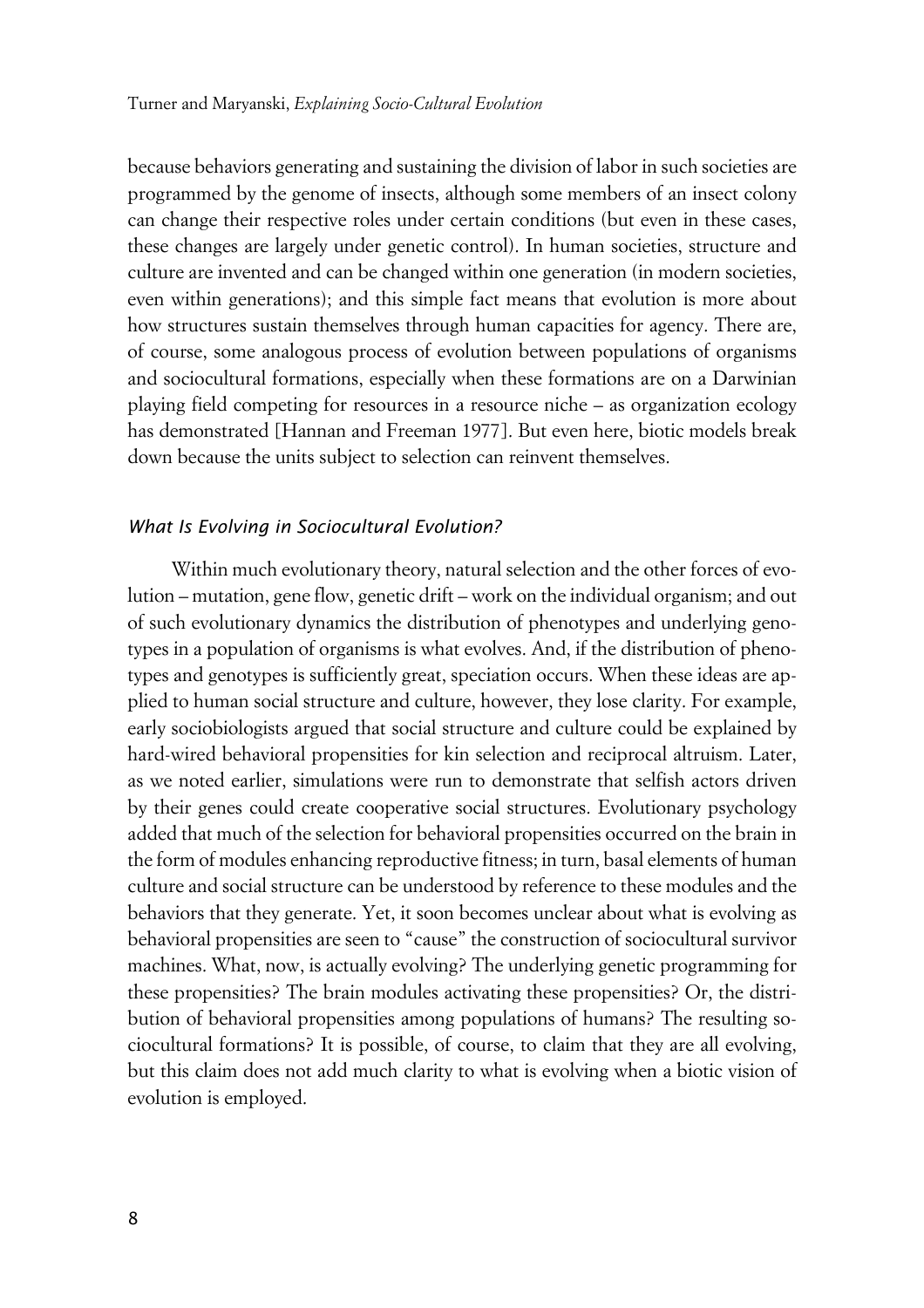because behaviors generating and sustaining the division of labor in such societies are programmed by the genome of insects, although some members of an insect colony can change their respective roles under certain conditions (but even in these cases, these changes are largely under genetic control). In human societies, structure and culture are invented and can be changed within one generation (in modern societies, even within generations); and this simple fact means that evolution is more about how structures sustain themselves through human capacities for agency. There are, of course, some analogous process of evolution between populations of organisms and sociocultural formations, especially when these formations are on a Darwinian playing field competing for resources in a resource niche – as organization ecology has demonstrated [Hannan and Freeman 1977]. But even here, biotic models break down because the units subject to selection can reinvent themselves.

### *What Is Evolving in Sociocultural Evolution?*

Within much evolutionary theory, natural selection and the other forces of evolution – mutation, gene flow, genetic drift – work on the individual organism; and out of such evolutionary dynamics the distribution of phenotypes and underlying genotypes in a population of organisms is what evolves. And, if the distribution of phenotypes and genotypes is sufficiently great, speciation occurs. When these ideas are applied to human social structure and culture, however, they lose clarity. For example, early sociobiologists argued that social structure and culture could be explained by hard-wired behavioral propensities for kin selection and reciprocal altruism. Later, as we noted earlier, simulations were run to demonstrate that selfish actors driven by their genes could create cooperative social structures. Evolutionary psychology added that much of the selection for behavioral propensities occurred on the brain in the form of modules enhancing reproductive fitness; in turn, basal elements of human culture and social structure can be understood by reference to these modules and the behaviors that they generate. Yet, it soon becomes unclear about what is evolving as behavioral propensities are seen to "cause" the construction of sociocultural survivor machines. What, now, is actually evolving? The underlying genetic programming for these propensities? The brain modules activating these propensities? Or, the distribution of behavioral propensities among populations of humans? The resulting sociocultural formations? It is possible, of course, to claim that they are all evolving, but this claim does not add much clarity to what is evolving when a biotic vision of evolution is employed.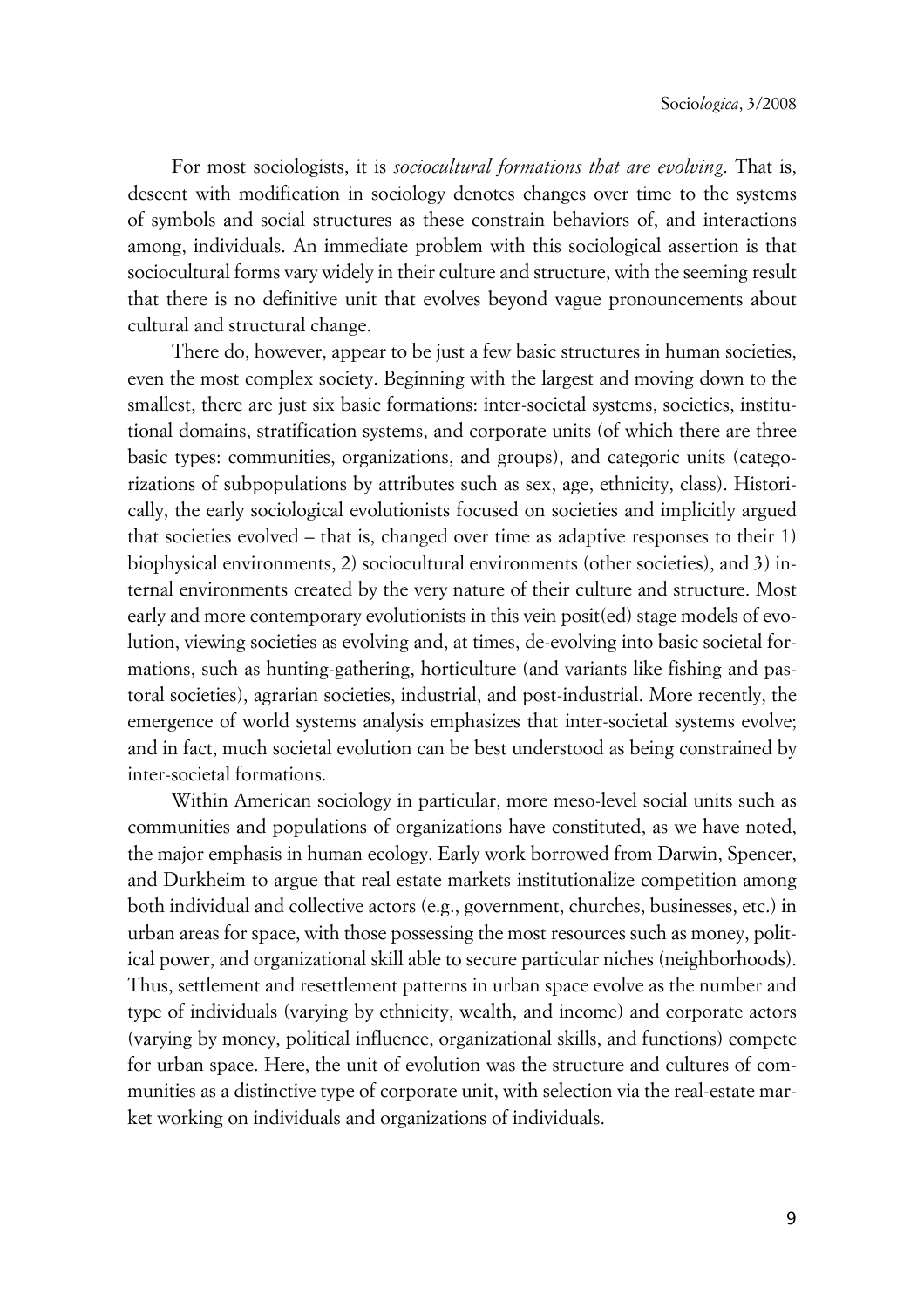For most sociologists, it is *sociocultural formations that are evolving*. That is, descent with modification in sociology denotes changes over time to the systems of symbols and social structures as these constrain behaviors of, and interactions among, individuals. An immediate problem with this sociological assertion is that sociocultural forms vary widely in their culture and structure, with the seeming result that there is no definitive unit that evolves beyond vague pronouncements about cultural and structural change.

There do, however, appear to be just a few basic structures in human societies, even the most complex society. Beginning with the largest and moving down to the smallest, there are just six basic formations: inter-societal systems, societies, institutional domains, stratification systems, and corporate units (of which there are three basic types: communities, organizations, and groups), and categoric units (categorizations of subpopulations by attributes such as sex, age, ethnicity, class). Historically, the early sociological evolutionists focused on societies and implicitly argued that societies evolved – that is, changed over time as adaptive responses to their 1) biophysical environments, 2) sociocultural environments (other societies), and 3) internal environments created by the very nature of their culture and structure. Most early and more contemporary evolutionists in this vein posit(ed) stage models of evolution, viewing societies as evolving and, at times, de-evolving into basic societal formations, such as hunting-gathering, horticulture (and variants like fishing and pastoral societies), agrarian societies, industrial, and post-industrial. More recently, the emergence of world systems analysis emphasizes that inter-societal systems evolve; and in fact, much societal evolution can be best understood as being constrained by inter-societal formations.

Within American sociology in particular, more meso-level social units such as communities and populations of organizations have constituted, as we have noted, the major emphasis in human ecology. Early work borrowed from Darwin, Spencer, and Durkheim to argue that real estate markets institutionalize competition among both individual and collective actors (e.g., government, churches, businesses, etc.) in urban areas for space, with those possessing the most resources such as money, political power, and organizational skill able to secure particular niches (neighborhoods). Thus, settlement and resettlement patterns in urban space evolve as the number and type of individuals (varying by ethnicity, wealth, and income) and corporate actors (varying by money, political influence, organizational skills, and functions) compete for urban space. Here, the unit of evolution was the structure and cultures of communities as a distinctive type of corporate unit, with selection via the real-estate market working on individuals and organizations of individuals.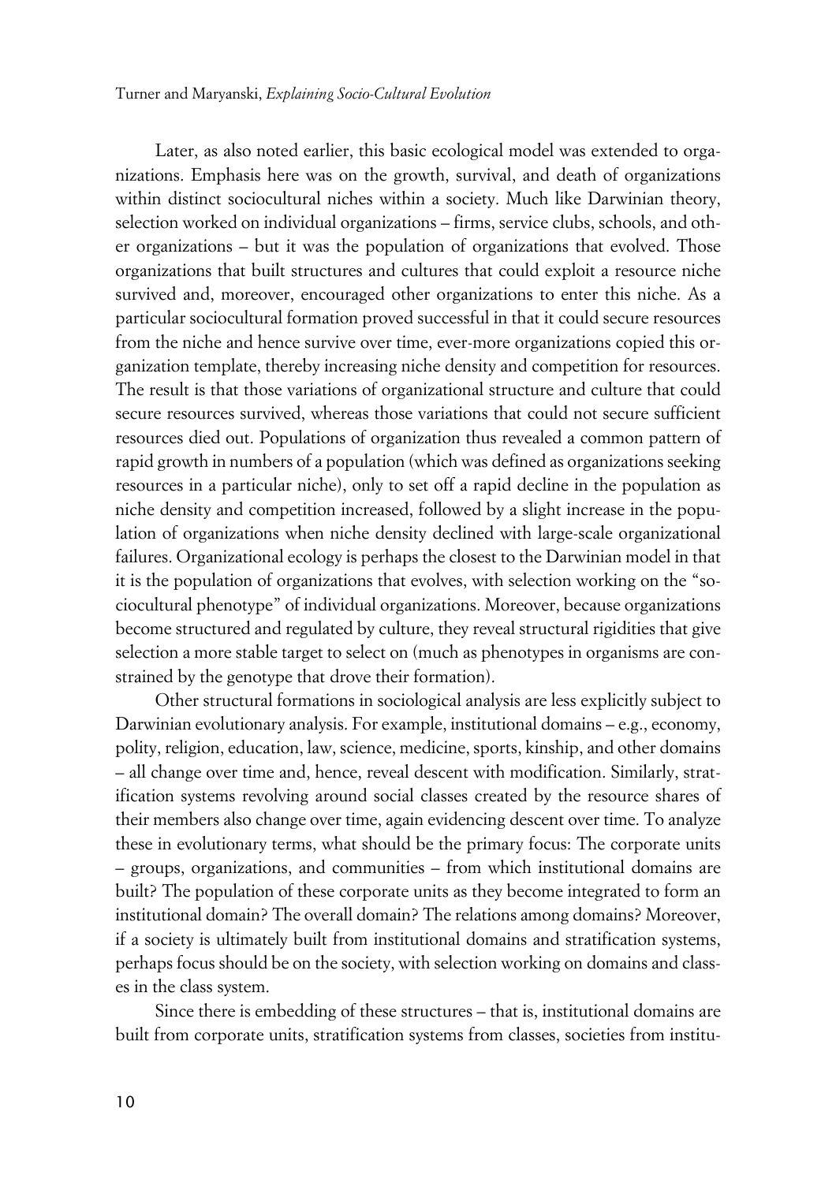Later, as also noted earlier, this basic ecological model was extended to organizations. Emphasis here was on the growth, survival, and death of organizations within distinct sociocultural niches within a society. Much like Darwinian theory, selection worked on individual organizations – firms, service clubs, schools, and other organizations – but it was the population of organizations that evolved. Those organizations that built structures and cultures that could exploit a resource niche survived and, moreover, encouraged other organizations to enter this niche. As a particular sociocultural formation proved successful in that it could secure resources from the niche and hence survive over time, ever-more organizations copied this organization template, thereby increasing niche density and competition for resources. The result is that those variations of organizational structure and culture that could secure resources survived, whereas those variations that could not secure sufficient resources died out. Populations of organization thus revealed a common pattern of rapid growth in numbers of a population (which was defined as organizations seeking resources in a particular niche), only to set off a rapid decline in the population as niche density and competition increased, followed by a slight increase in the population of organizations when niche density declined with large-scale organizational failures. Organizational ecology is perhaps the closest to the Darwinian model in that it is the population of organizations that evolves, with selection working on the "sociocultural phenotype" of individual organizations. Moreover, because organizations become structured and regulated by culture, they reveal structural rigidities that give selection a more stable target to select on (much as phenotypes in organisms are constrained by the genotype that drove their formation).

Other structural formations in sociological analysis are less explicitly subject to Darwinian evolutionary analysis. For example, institutional domains – e.g., economy, polity, religion, education, law, science, medicine, sports, kinship, and other domains – all change over time and, hence, reveal descent with modification. Similarly, stratification systems revolving around social classes created by the resource shares of their members also change over time, again evidencing descent over time. To analyze these in evolutionary terms, what should be the primary focus: The corporate units – groups, organizations, and communities – from which institutional domains are built? The population of these corporate units as they become integrated to form an institutional domain? The overall domain? The relations among domains? Moreover, if a society is ultimately built from institutional domains and stratification systems, perhaps focus should be on the society, with selection working on domains and classes in the class system.

Since there is embedding of these structures – that is, institutional domains are built from corporate units, stratification systems from classes, societies from institu-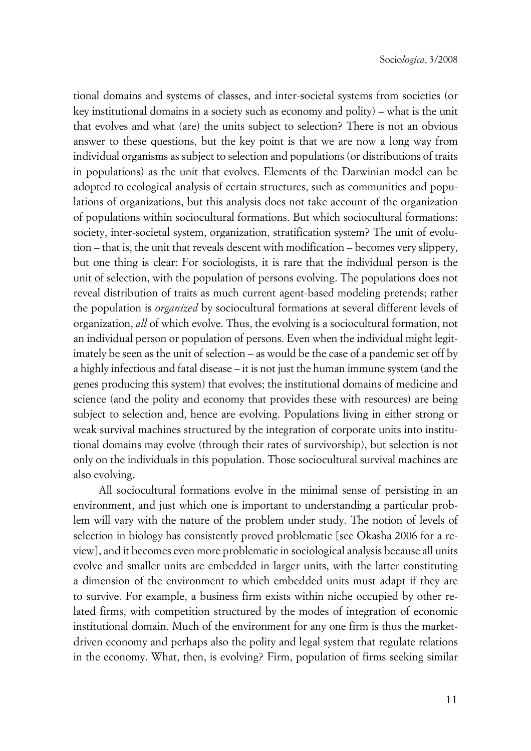tional domains and systems of classes, and inter-societal systems from societies (or key institutional domains in a society such as economy and polity) – what is the unit that evolves and what (are) the units subject to selection? There is not an obvious answer to these questions, but the key point is that we are now a long way from individual organisms as subject to selection and populations (or distributions of traits in populations) as the unit that evolves. Elements of the Darwinian model can be adopted to ecological analysis of certain structures, such as communities and populations of organizations, but this analysis does not take account of the organization of populations within sociocultural formations. But which sociocultural formations: society, inter-societal system, organization, stratification system? The unit of evolution – that is, the unit that reveals descent with modification – becomes very slippery, but one thing is clear: For sociologists, it is rare that the individual person is the unit of selection, with the population of persons evolving. The populations does not reveal distribution of traits as much current agent-based modeling pretends; rather the population is *organized* by sociocultural formations at several different levels of organization, *all* of which evolve. Thus, the evolving is a sociocultural formation, not an individual person or population of persons. Even when the individual might legitimately be seen as the unit of selection – as would be the case of a pandemic set off by a highly infectious and fatal disease – it is not just the human immune system (and the genes producing this system) that evolves; the institutional domains of medicine and science (and the polity and economy that provides these with resources) are being subject to selection and, hence are evolving. Populations living in either strong or weak survival machines structured by the integration of corporate units into institutional domains may evolve (through their rates of survivorship), but selection is not only on the individuals in this population. Those sociocultural survival machines are also evolving.

All sociocultural formations evolve in the minimal sense of persisting in an environment, and just which one is important to understanding a particular problem will vary with the nature of the problem under study. The notion of levels of selection in biology has consistently proved problematic [see Okasha 2006 for a review], and it becomes even more problematic in sociological analysis because all units evolve and smaller units are embedded in larger units, with the latter constituting a dimension of the environment to which embedded units must adapt if they are to survive. For example, a business firm exists within niche occupied by other related firms, with competition structured by the modes of integration of economic institutional domain. Much of the environment for any one firm is thus the market-driven economy and perhaps also the polity and legal system that regulate relations in the economy. What, then, is evolving? Firm, population of firms seeking similar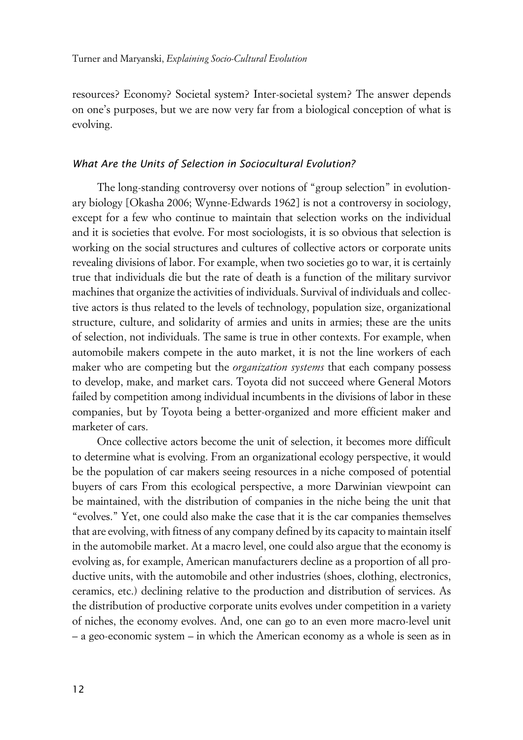resources? Economy? Societal system? Inter-societal system? The answer depends on one's purposes, but we are now very far from a biological conception of what is evolving.

### *What Are the Units of Selection in Sociocultural Evolution?*

The long-standing controversy over notions of "group selection" in evolutionary biology [Okasha 2006; Wynne-Edwards 1962] is not a controversy in sociology, except for a few who continue to maintain that selection works on the individual and it is societies that evolve. For most sociologists, it is so obvious that selection is working on the social structures and cultures of collective actors or corporate units revealing divisions of labor. For example, when two societies go to war, it is certainly true that individuals die but the rate of death is a function of the military survivor machines that organize the activities of individuals. Survival of individuals and collective actors is thus related to the levels of technology, population size, organizational structure, culture, and solidarity of armies and units in armies; these are the units of selection, not individuals. The same is true in other contexts. For example, when automobile makers compete in the auto market, it is not the line workers of each maker who are competing but the *organization systems* that each company possess to develop, make, and market cars. Toyota did not succeed where General Motors failed by competition among individual incumbents in the divisions of labor in these companies, but by Toyota being a better-organized and more efficient maker and marketer of cars.

Once collective actors become the unit of selection, it becomes more difficult to determine what is evolving. From an organizational ecology perspective, it would be the population of car makers seeing resources in a niche composed of potential buyers of cars From this ecological perspective, a more Darwinian viewpoint can be maintained, with the distribution of companies in the niche being the unit that "evolves." Yet, one could also make the case that it is the car companies themselves that are evolving, with fitness of any company defined by its capacity to maintain itself in the automobile market. At a macro level, one could also argue that the economy is evolving as, for example, American manufacturers decline as a proportion of all productive units, with the automobile and other industries (shoes, clothing, electronics, ceramics, etc.) declining relative to the production and distribution of services. As the distribution of productive corporate units evolves under competition in a variety of niches, the economy evolves. And, one can go to an even more macro-level unit – a geo-economic system – in which the American economy as a whole is seen as in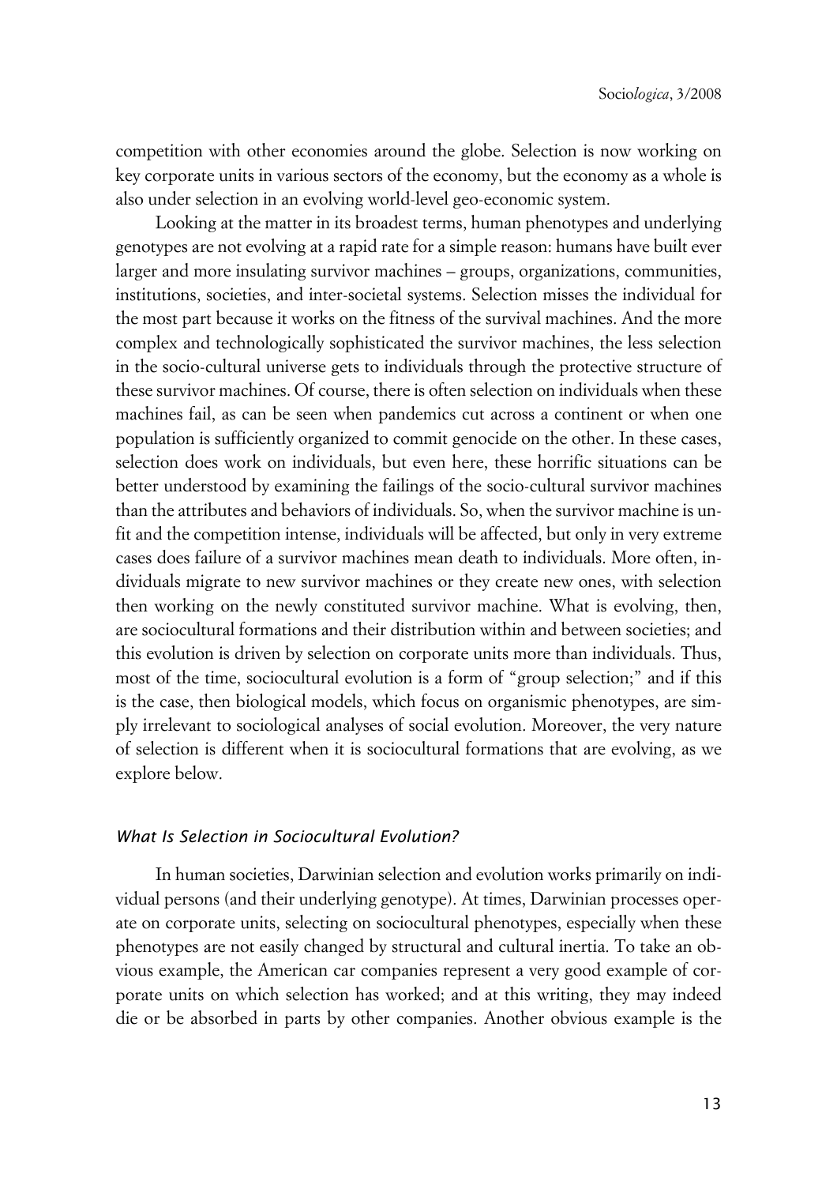competition with other economies around the globe. Selection is now working on key corporate units in various sectors of the economy, but the economy as a whole is also under selection in an evolving world-level geo-economic system.

Looking at the matter in its broadest terms, human phenotypes and underlying genotypes are not evolving at a rapid rate for a simple reason: humans have built ever larger and more insulating survivor machines – groups, organizations, communities, institutions, societies, and inter-societal systems. Selection misses the individual for the most part because it works on the fitness of the survival machines. And the more complex and technologically sophisticated the survivor machines, the less selection in the socio-cultural universe gets to individuals through the protective structure of these survivor machines. Of course, there is often selection on individuals when these machines fail, as can be seen when pandemics cut across a continent or when one population is sufficiently organized to commit genocide on the other. In these cases, selection does work on individuals, but even here, these horrific situations can be better understood by examining the failings of the socio-cultural survivor machines than the attributes and behaviors of individuals. So, when the survivor machine is unfit and the competition intense, individuals will be affected, but only in very extreme cases does failure of a survivor machines mean death to individuals. More often, individuals migrate to new survivor machines or they create new ones, with selection then working on the newly constituted survivor machine. What is evolving, then, are sociocultural formations and their distribution within and between societies; and this evolution is driven by selection on corporate units more than individuals. Thus, most of the time, sociocultural evolution is a form of "group selection;" and if this is the case, then biological models, which focus on organismic phenotypes, are simply irrelevant to sociological analyses of social evolution. Moreover, the very nature of selection is different when it is sociocultural formations that are evolving, as we explore below.

### *What Is Selection in Sociocultural Evolution?*

In human societies, Darwinian selection and evolution works primarily on individual persons (and their underlying genotype). At times, Darwinian processes operate on corporate units, selecting on sociocultural phenotypes, especially when these phenotypes are not easily changed by structural and cultural inertia. To take an obvious example, the American car companies represent a very good example of corporate units on which selection has worked; and at this writing, they may indeed die or be absorbed in parts by other companies. Another obvious example is the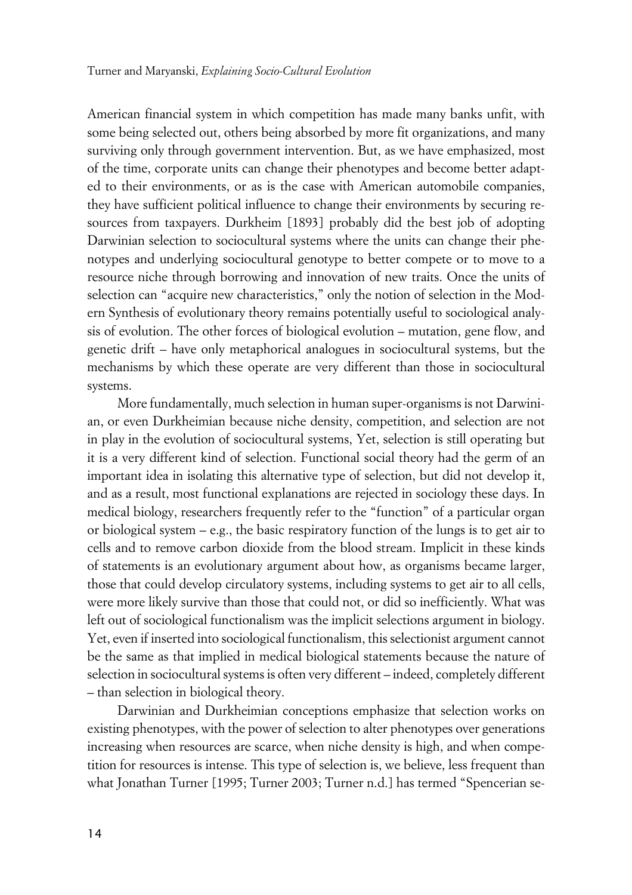American financial system in which competition has made many banks unfit, with some being selected out, others being absorbed by more fit organizations, and many surviving only through government intervention. But, as we have emphasized, most of the time, corporate units can change their phenotypes and become better adapted to their environments, or as is the case with American automobile companies, they have sufficient political influence to change their environments by securing resources from taxpayers. Durkheim [1893] probably did the best job of adopting Darwinian selection to sociocultural systems where the units can change their phenotypes and underlying sociocultural genotype to better compete or to move to a resource niche through borrowing and innovation of new traits. Once the units of selection can "acquire new characteristics," only the notion of selection in the Modern Synthesis of evolutionary theory remains potentially useful to sociological analysis of evolution. The other forces of biological evolution – mutation, gene flow, and genetic drift – have only metaphorical analogues in sociocultural systems, but the mechanisms by which these operate are very different than those in sociocultural systems.

More fundamentally, much selection in human super-organisms is not Darwinian, or even Durkheimian because niche density, competition, and selection are not in play in the evolution of sociocultural systems, Yet, selection is still operating but it is a very different kind of selection. Functional social theory had the germ of an important idea in isolating this alternative type of selection, but did not develop it, and as a result, most functional explanations are rejected in sociology these days. In medical biology, researchers frequently refer to the "function" of a particular organ or biological system – e.g., the basic respiratory function of the lungs is to get air to cells and to remove carbon dioxide from the blood stream. Implicit in these kinds of statements is an evolutionary argument about how, as organisms became larger, those that could develop circulatory systems, including systems to get air to all cells, were more likely survive than those that could not, or did so inefficiently. What was left out of sociological functionalism was the implicit selections argument in biology. Yet, even if inserted into sociological functionalism, this selectionist argument cannot be the same as that implied in medical biological statements because the nature of selection in sociocultural systems is often very different – indeed, completely different – than selection in biological theory.

Darwinian and Durkheimian conceptions emphasize that selection works on existing phenotypes, with the power of selection to alter phenotypes over generations increasing when resources are scarce, when niche density is high, and when competition for resources is intense. This type of selection is, we believe, less frequent than what Jonathan Turner [1995; Turner 2003; Turner n.d.] has termed "Spencerian se-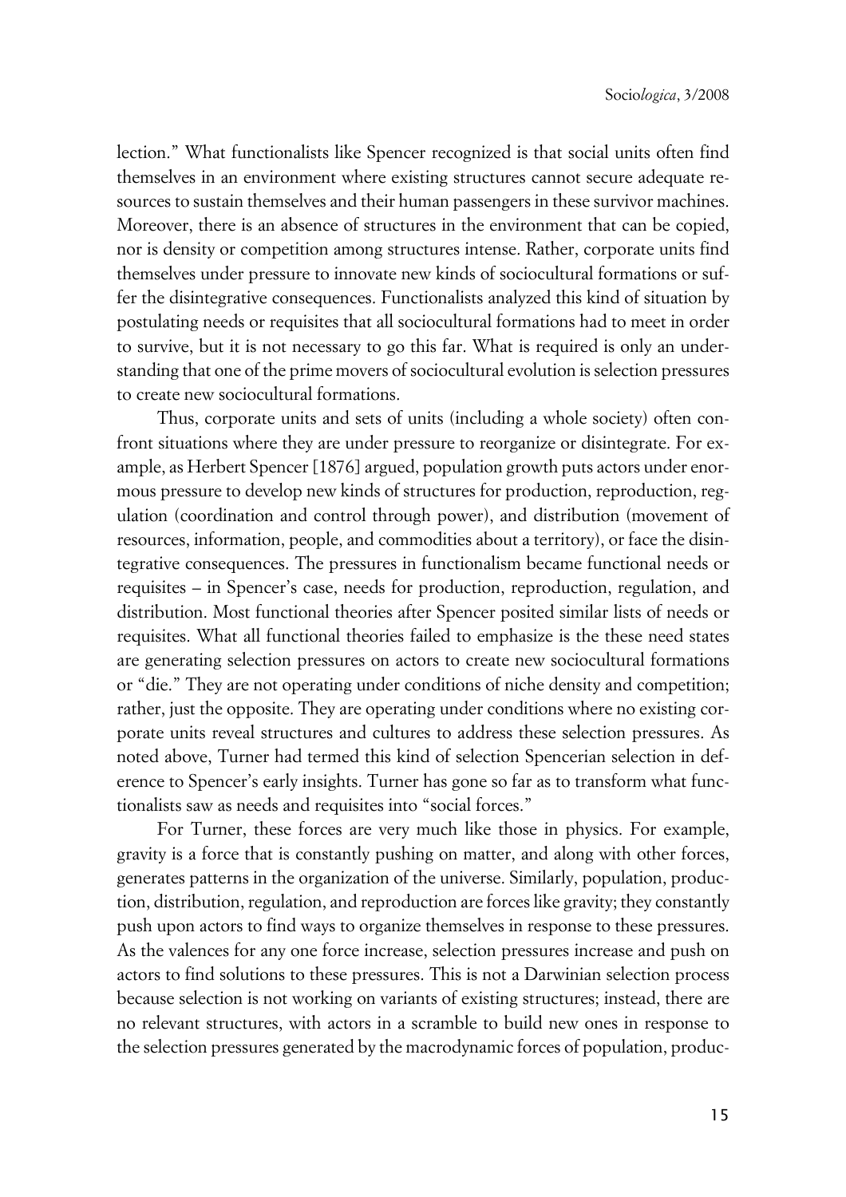lection." What functionalists like Spencer recognized is that social units often find themselves in an environment where existing structures cannot secure adequate resources to sustain themselves and their human passengers in these survivor machines. Moreover, there is an absence of structures in the environment that can be copied, nor is density or competition among structures intense. Rather, corporate units find themselves under pressure to innovate new kinds of sociocultural formations or suffer the disintegrative consequences. Functionalists analyzed this kind of situation by postulating needs or requisites that all sociocultural formations had to meet in order to survive, but it is not necessary to go this far. What is required is only an understanding that one of the prime movers of sociocultural evolution is selection pressures to create new sociocultural formations.

Thus, corporate units and sets of units (including a whole society) often confront situations where they are under pressure to reorganize or disintegrate. For example, as Herbert Spencer [1876] argued, population growth puts actors under enormous pressure to develop new kinds of structures for production, reproduction, regulation (coordination and control through power), and distribution (movement of resources, information, people, and commodities about a territory), or face the disintegrative consequences. The pressures in functionalism became functional needs or requisites – in Spencer's case, needs for production, reproduction, regulation, and distribution. Most functional theories after Spencer posited similar lists of needs or requisites. What all functional theories failed to emphasize is the these need states are generating selection pressures on actors to create new sociocultural formations or "die." They are not operating under conditions of niche density and competition; rather, just the opposite. They are operating under conditions where no existing corporate units reveal structures and cultures to address these selection pressures. As noted above, Turner had termed this kind of selection Spencerian selection in deference to Spencer's early insights. Turner has gone so far as to transform what functionalists saw as needs and requisites into "social forces."

For Turner, these forces are very much like those in physics. For example, gravity is a force that is constantly pushing on matter, and along with other forces, generates patterns in the organization of the universe. Similarly, population, production, distribution, regulation, and reproduction are forces like gravity; they constantly push upon actors to find ways to organize themselves in response to these pressures. As the valences for any one force increase, selection pressures increase and push on actors to find solutions to these pressures. This is not a Darwinian selection process because selection is not working on variants of existing structures; instead, there are no relevant structures, with actors in a scramble to build new ones in response to the selection pressures generated by the macrodynamic forces of population, produc-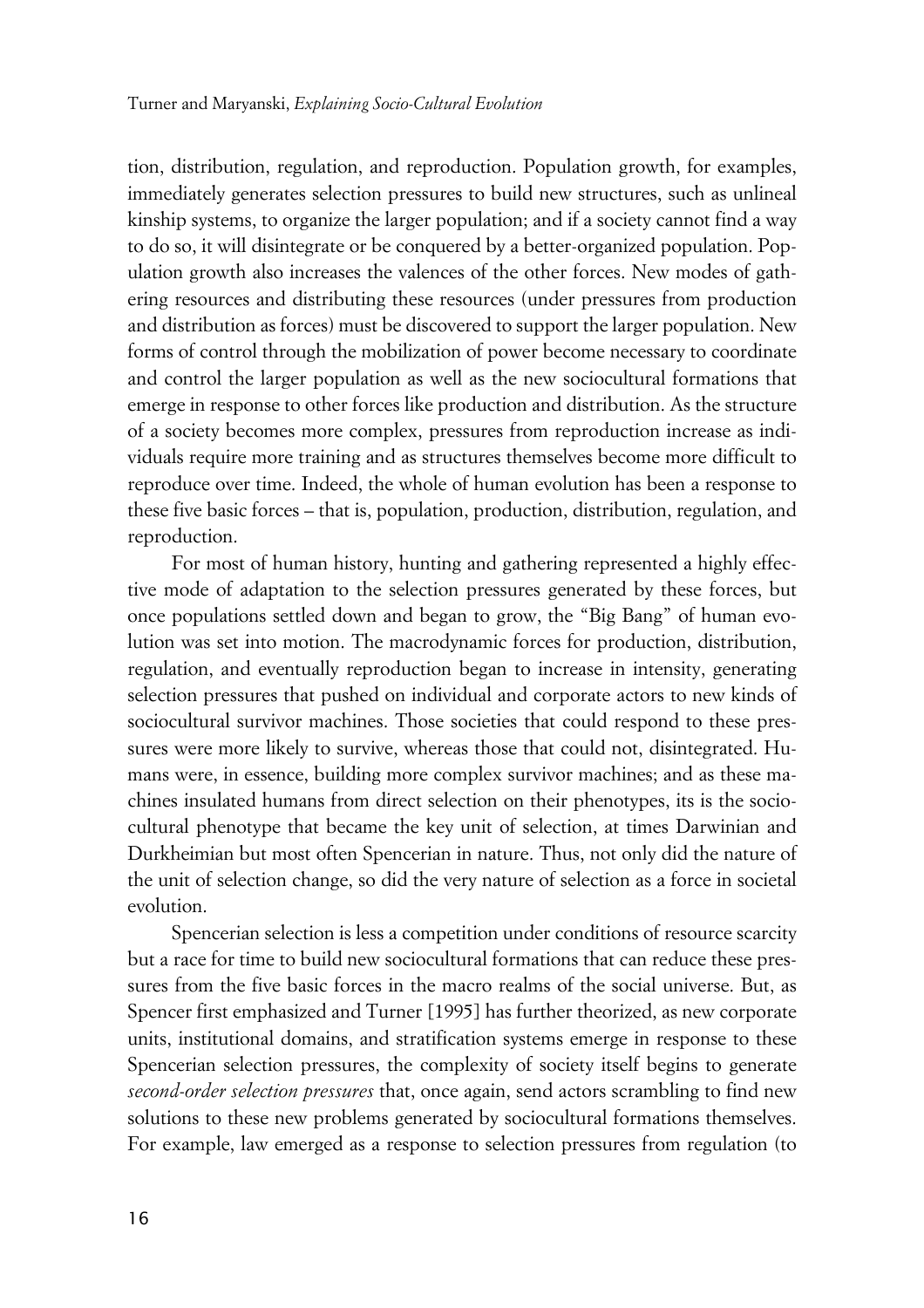tion, distribution, regulation, and reproduction. Population growth, for examples, immediately generates selection pressures to build new structures, such as unlineal kinship systems, to organize the larger population; and if a society cannot find a way to do so, it will disintegrate or be conquered by a better-organized population. Population growth also increases the valences of the other forces. New modes of gathering resources and distributing these resources (under pressures from production and distribution as forces) must be discovered to support the larger population. New forms of control through the mobilization of power become necessary to coordinate and control the larger population as well as the new sociocultural formations that emerge in response to other forces like production and distribution. As the structure of a society becomes more complex, pressures from reproduction increase as individuals require more training and as structures themselves become more difficult to reproduce over time. Indeed, the whole of human evolution has been a response to these five basic forces – that is, population, production, distribution, regulation, and reproduction.

For most of human history, hunting and gathering represented a highly effective mode of adaptation to the selection pressures generated by these forces, but once populations settled down and began to grow, the "Big Bang" of human evolution was set into motion. The macrodynamic forces for production, distribution, regulation, and eventually reproduction began to increase in intensity, generating selection pressures that pushed on individual and corporate actors to new kinds of sociocultural survivor machines. Those societies that could respond to these pressures were more likely to survive, whereas those that could not, disintegrated. Humans were, in essence, building more complex survivor machines; and as these machines insulated humans from direct selection on their phenotypes, its is the sociocultural phenotype that became the key unit of selection, at times Darwinian and Durkheimian but most often Spencerian in nature. Thus, not only did the nature of the unit of selection change, so did the very nature of selection as a force in societal evolution.

Spencerian selection is less a competition under conditions of resource scarcity but a race for time to build new sociocultural formations that can reduce these pressures from the five basic forces in the macro realms of the social universe. But, as Spencer first emphasized and Turner [1995] has further theorized, as new corporate units, institutional domains, and stratification systems emerge in response to these Spencerian selection pressures, the complexity of society itself begins to generate *second-order selection pressures* that, once again, send actors scrambling to find new solutions to these new problems generated by sociocultural formations themselves. For example, law emerged as a response to selection pressures from regulation (to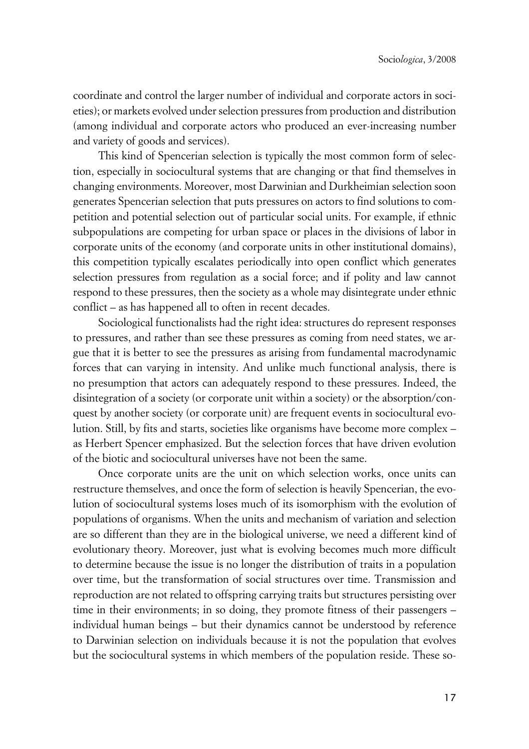coordinate and control the larger number of individual and corporate actors in societies); or markets evolved under selection pressures from production and distribution (among individual and corporate actors who produced an ever-increasing number and variety of goods and services).

This kind of Spencerian selection is typically the most common form of selection, especially in sociocultural systems that are changing or that find themselves in changing environments. Moreover, most Darwinian and Durkheimian selection soon generates Spencerian selection that puts pressures on actors to find solutions to competition and potential selection out of particular social units. For example, if ethnic subpopulations are competing for urban space or places in the divisions of labor in corporate units of the economy (and corporate units in other institutional domains), this competition typically escalates periodically into open conflict which generates selection pressures from regulation as a social force; and if polity and law cannot respond to these pressures, then the society as a whole may disintegrate under ethnic conflict – as has happened all to often in recent decades.

Sociological functionalists had the right idea: structures do represent responses to pressures, and rather than see these pressures as coming from need states, we argue that it is better to see the pressures as arising from fundamental macrodynamic forces that can varying in intensity. And unlike much functional analysis, there is no presumption that actors can adequately respond to these pressures. Indeed, the disintegration of a society (or corporate unit within a society) or the absorption/conquest by another society (or corporate unit) are frequent events in sociocultural evolution. Still, by fits and starts, societies like organisms have become more complex – as Herbert Spencer emphasized. But the selection forces that have driven evolution of the biotic and sociocultural universes have not been the same.

Once corporate units are the unit on which selection works, once units can restructure themselves, and once the form of selection is heavily Spencerian, the evolution of sociocultural systems loses much of its isomorphism with the evolution of populations of organisms. When the units and mechanism of variation and selection are so different than they are in the biological universe, we need a different kind of evolutionary theory. Moreover, just what is evolving becomes much more difficult to determine because the issue is no longer the distribution of traits in a population over time, but the transformation of social structures over time. Transmission and reproduction are not related to offspring carrying traits but structures persisting over time in their environments; in so doing, they promote fitness of their passengers – individual human beings – but their dynamics cannot be understood by reference to Darwinian selection on individuals because it is not the population that evolves but the sociocultural systems in which members of the population reside. These so-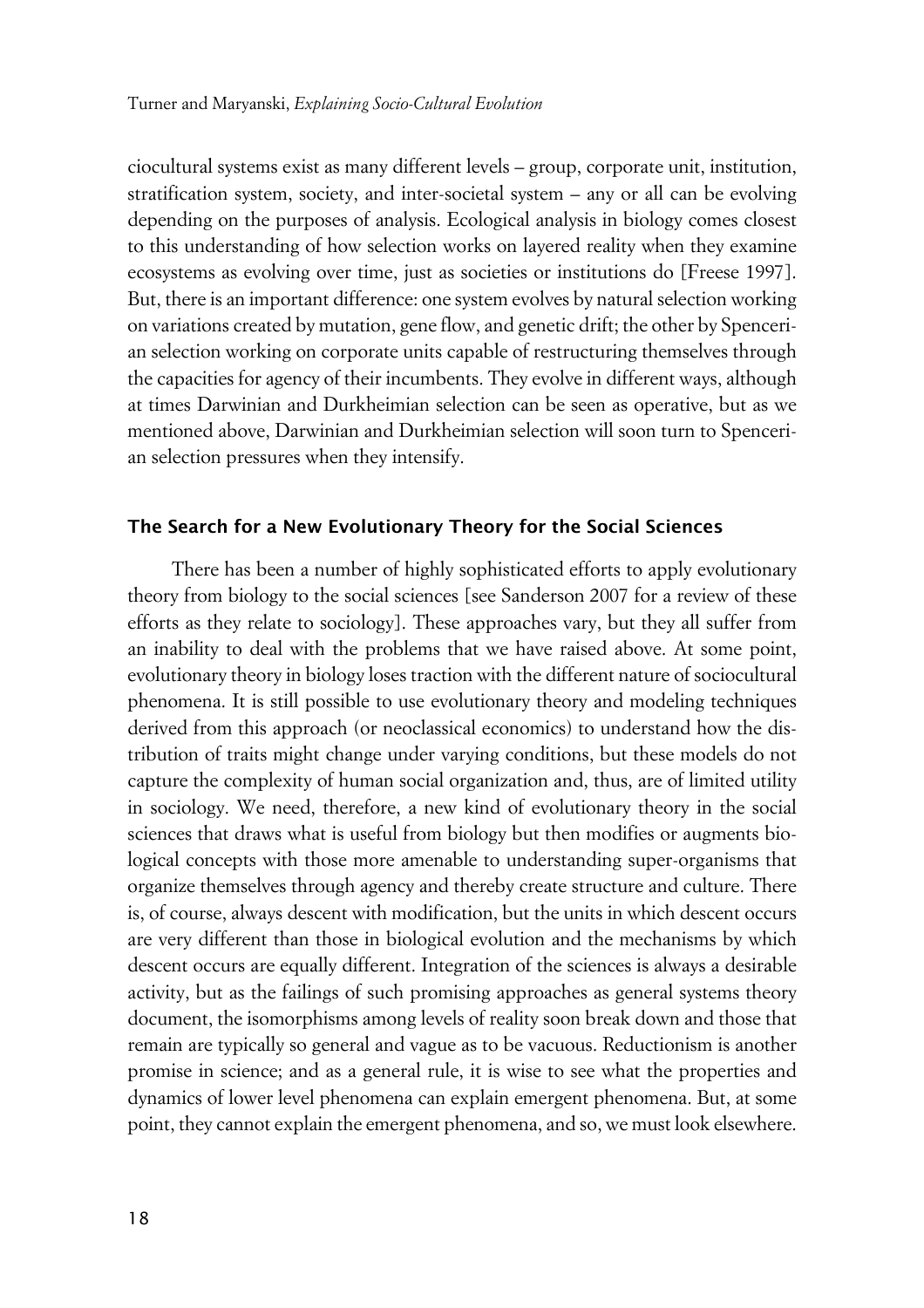ciocultural systems exist as many different levels – group, corporate unit, institution, stratification system, society, and inter-societal system – any or all can be evolving depending on the purposes of analysis. Ecological analysis in biology comes closest to this understanding of how selection works on layered reality when they examine ecosystems as evolving over time, just as societies or institutions do [Freese 1997]. But, there is an important difference: one system evolves by natural selection working on variations created by mutation, gene flow, and genetic drift; the other by Spencerian selection working on corporate units capable of restructuring themselves through the capacities for agency of their incumbents. They evolve in different ways, although at times Darwinian and Durkheimian selection can be seen as operative, but as we mentioned above, Darwinian and Durkheimian selection will soon turn to Spencerian selection pressures when they intensify.

## The Search for a New Evolutionary Theory for the Social Sciences

There has been a number of highly sophisticated efforts to apply evolutionary theory from biology to the social sciences [see Sanderson 2007 for a review of these efforts as they relate to sociology]. These approaches vary, but they all suffer from an inability to deal with the problems that we have raised above. At some point, evolutionary theory in biology loses traction with the different nature of sociocultural phenomena. It is still possible to use evolutionary theory and modeling techniques derived from this approach (or neoclassical economics) to understand how the distribution of traits might change under varying conditions, but these models do not capture the complexity of human social organization and, thus, are of limited utility in sociology. We need, therefore, a new kind of evolutionary theory in the social sciences that draws what is useful from biology but then modifies or augments biological concepts with those more amenable to understanding super-organisms that organize themselves through agency and thereby create structure and culture. There is, of course, always descent with modification, but the units in which descent occurs are very different than those in biological evolution and the mechanisms by which descent occurs are equally different. Integration of the sciences is always a desirable activity, but as the failings of such promising approaches as general systems theory document, the isomorphisms among levels of reality soon break down and those that remain are typically so general and vague as to be vacuous. Reductionism is another promise in science; and as a general rule, it is wise to see what the properties and dynamics of lower level phenomena can explain emergent phenomena. But, at some point, they cannot explain the emergent phenomena, and so, we must look elsewhere.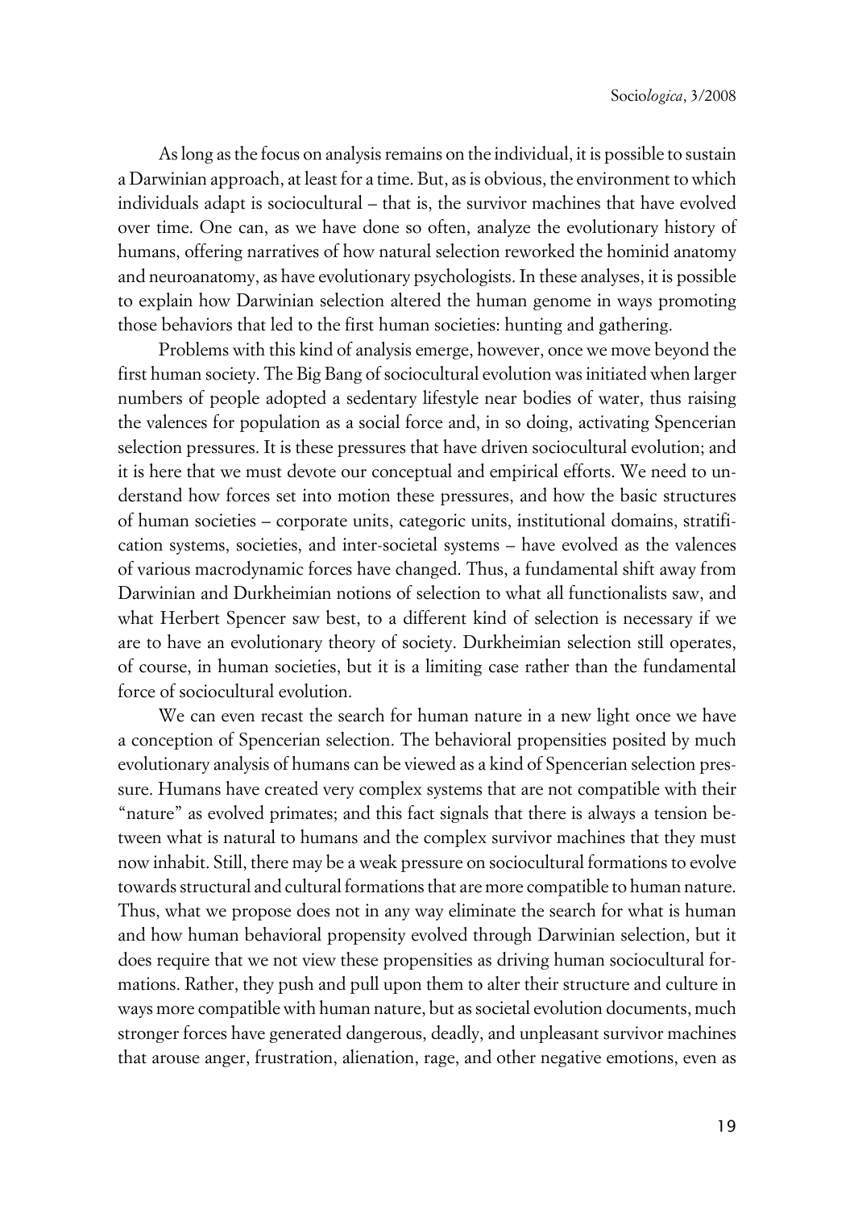As long as the focus on analysis remains on the individual, it is possible to sustain a Darwinian approach, at least for a time. But, as is obvious, the environment to which individuals adapt is sociocultural – that is, the survivor machines that have evolved over time. One can, as we have done so often, analyze the evolutionary history of humans, offering narratives of how natural selection reworked the hominid anatomy and neuroanatomy, as have evolutionary psychologists. In these analyses, it is possible to explain how Darwinian selection altered the human genome in ways promoting those behaviors that led to the first human societies: hunting and gathering.

Problems with this kind of analysis emerge, however, once we move beyond the first human society. The Big Bang of sociocultural evolution was initiated when larger numbers of people adopted a sedentary lifestyle near bodies of water, thus raising the valences for population as a social force and, in so doing, activating Spencerian selection pressures. It is these pressures that have driven sociocultural evolution; and it is here that we must devote our conceptual and empirical efforts. We need to understand how forces set into motion these pressures, and how the basic structures of human societies – corporate units, categoric units, institutional domains, stratification systems, societies, and inter-societal systems – have evolved as the valences of various macrodynamic forces have changed. Thus, a fundamental shift away from Darwinian and Durkheimian notions of selection to what all functionalists saw, and what Herbert Spencer saw best, to a different kind of selection is necessary if we are to have an evolutionary theory of society. Durkheimian selection still operates, of course, in human societies, but it is a limiting case rather than the fundamental force of sociocultural evolution.

We can even recast the search for human nature in a new light once we have a conception of Spencerian selection. The behavioral propensities posited by much evolutionary analysis of humans can be viewed as a kind of Spencerian selection pressure. Humans have created very complex systems that are not compatible with their "nature" as evolved primates; and this fact signals that there is always a tension between what is natural to humans and the complex survivor machines that they must now inhabit. Still, there may be a weak pressure on sociocultural formations to evolve towards structural and cultural formations that are more compatible to human nature. Thus, what we propose does not in any way eliminate the search for what is human and how human behavioral propensity evolved through Darwinian selection, but it does require that we not view these propensities as driving human sociocultural formations. Rather, they push and pull upon them to alter their structure and culture in ways more compatible with human nature, but as societal evolution documents, much stronger forces have generated dangerous, deadly, and unpleasant survivor machines that arouse anger, frustration, alienation, rage, and other negative emotions, even as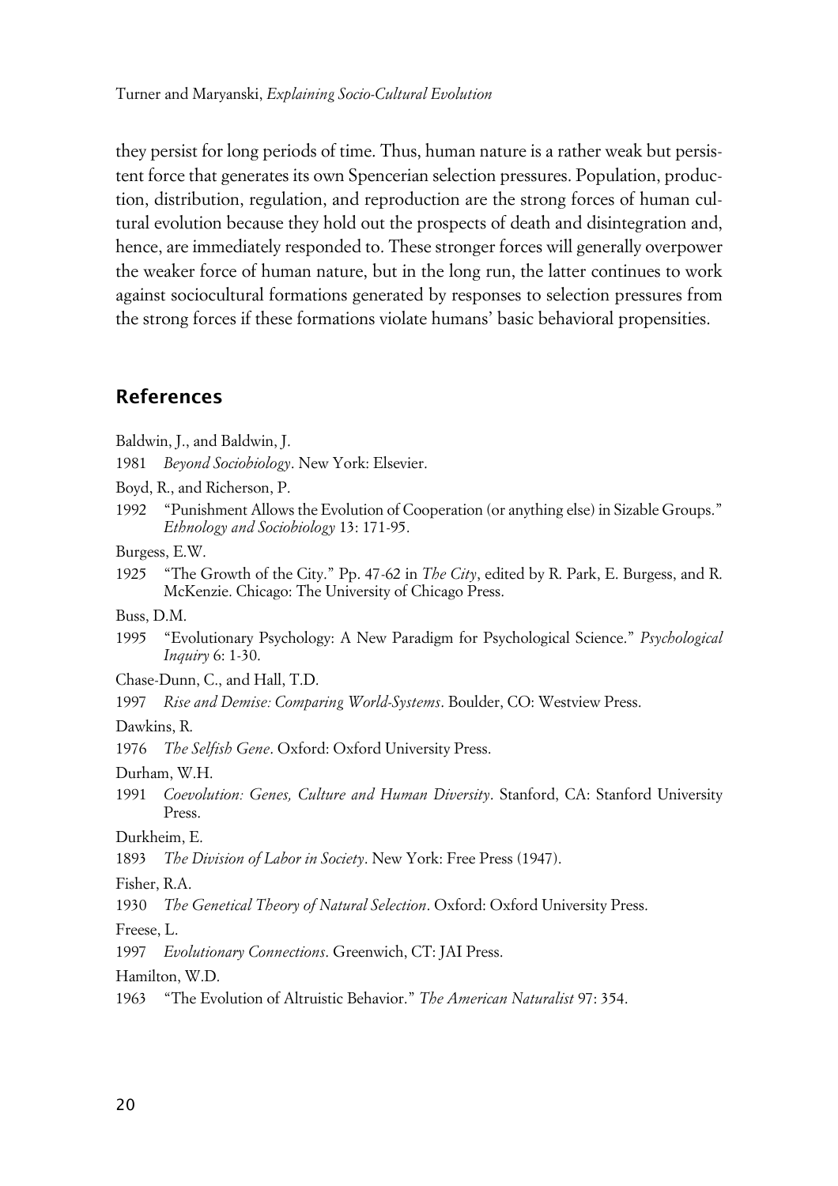they persist for long periods of time. Thus, human nature is a rather weak but persistent force that generates its own Spencerian selection pressures. Population, production, distribution, regulation, and reproduction are the strong forces of human cultural evolution because they hold out the prospects of death and disintegration and, hence, are immediately responded to. These stronger forces will generally overpower the weaker force of human nature, but in the long run, the latter continues to work against sociocultural formations generated by responses to selection pressures from the strong forces if these formations violate humans' basic behavioral propensities.

## References

Baldwin, J., and Baldwin, J.

1981 *Beyond Sociobiology*. New York: Elsevier.

Boyd, R., and Richerson, P.

1992 "Punishment Allows the Evolution of Cooperation (or anything else) in Sizable Groups." *Ethnology and Sociobiology* 13: 171-95.

Burgess, E.W.

1925 "The Growth of the City." Pp. 47-62 in *The City*, edited by R. Park, E. Burgess, and R. McKenzie. Chicago: The University of Chicago Press.

Buss, D.M.

1995 "Evolutionary Psychology: A New Paradigm for Psychological Science." *Psychological Inquiry* 6: 1-30.

Chase-Dunn, C., and Hall, T.D.

1997 *Rise and Demise: Comparing World-Systems*. Boulder, CO: Westview Press.

Dawkins, R.

1976 *The Selfish Gene*. Oxford: Oxford University Press.

Durham, W.H.

1991 *Coevolution: Genes, Culture and Human Diversity*. Stanford, CA: Stanford University Press.

Durkheim, E.

1893 *The Division of Labor in Society*. New York: Free Press (1947).

Fisher, R.A.

1930 *The Genetical Theory of Natural Selection*. Oxford: Oxford University Press.

Freese, L.

1997 *Evolutionary Connections*. Greenwich, CT: JAI Press.

Hamilton, W.D.

1963 "The Evolution of Altruistic Behavior." *The American Naturalist* 97: 354.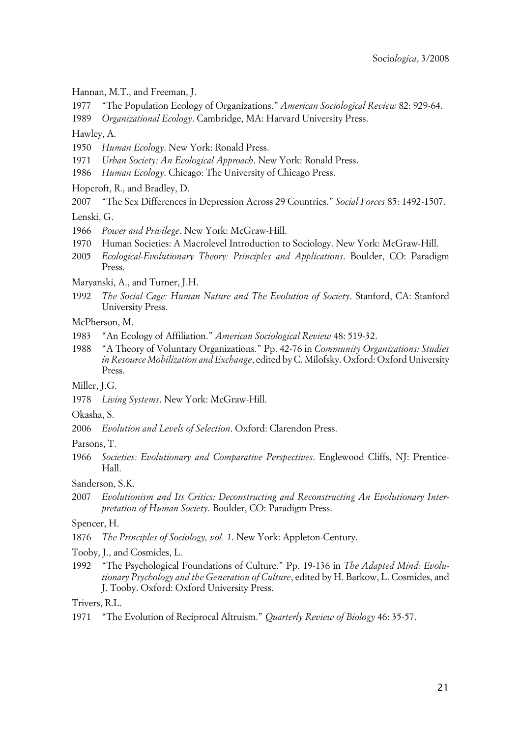Hannan, M.T., and Freeman, J.

1977 "The Population Ecology of Organizations." *American Sociological Review* 82: 929-64.

1989 *Organizational Ecology*. Cambridge, MA: Harvard University Press.

Hawley, A.

1950 *Human Ecology*. New York: Ronald Press.

1971 *Urban Society: An Ecological Approach*. New York: Ronald Press.

1986 *Human Ecology*. Chicago: The University of Chicago Press.

Hopcroft, R., and Bradley, D.

2007 "The Sex Differences in Depression Across 29 Countries." *Social Forces* 85: 1492-1507.

Lenski, G.

1966 *Power and Privilege*. New York: McGraw-Hill.

1970 Human Societies: A Macrolevel Introduction to Sociology. New York: McGraw-Hill.

2005 *Ecological-Evolutionary Theory: Principles and Applications*. Boulder, CO: Paradigm Press.

Maryanski, A., and Turner, J.H.

1992 *The Social Cage: Human Nature and The Evolution of Society*. Stanford, CA: Stanford University Press.

McPherson, M.

1983 "An Ecology of Affiliation." *American Sociological Review* 48: 519-32.

1988 "A Theory of Voluntary Organizations." Pp. 42-76 in *Community Organizations: Studies in Resource Mobilization and Exchange*, edited by C. Milofsky. Oxford: Oxford University Press.

Miller, J.G.

1978 *Living Systems*. New York: McGraw-Hill.

Okasha, S.

2006 *Evolution and Levels of Selection*. Oxford: Clarendon Press.

Parsons, T.

1966 *Societies: Evolutionary and Comparative Perspectives*. Englewood Cliffs, NJ: Prentice-Hall.

Sanderson, S.K.

2007 *Evolutionism and Its Critics: Deconstructing and Reconstructing An Evolutionary Interpretation of Human Society*. Boulder, CO: Paradigm Press.

Spencer, H.

1876 *The Principles of Sociology, vol. 1*. New York: Appleton-Century.

Tooby, J., and Cosmides, L.

1992 "The Psychological Foundations of Culture." Pp. 19-136 in *The Adapted Mind: Evolutionary Psychology and the Generation of Culture*, edited by H. Barkow, L. Cosmides, and J. Tooby. Oxford: Oxford University Press.

Trivers, R.L.

1971 "The Evolution of Reciprocal Altruism." *Quarterly Review of Biology* 46: 35-57.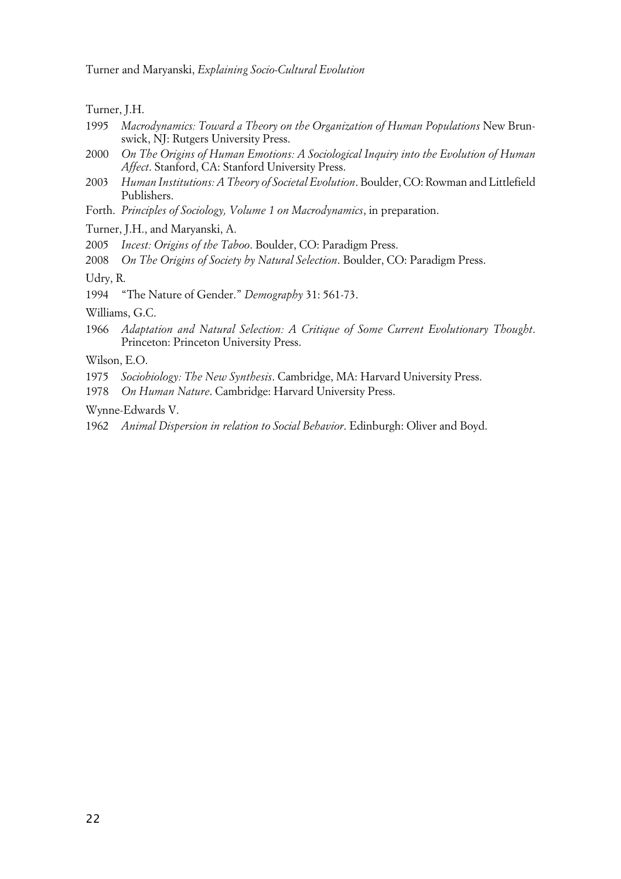Turner, J.H.

1995 *Macrodynamics: Toward a Theory on the Organization of Human Populations* New Brunswick, NJ: Rutgers University Press.

2000 *On The Origins of Human Emotions: A Sociological Inquiry into the Evolution of Human Affect*. Stanford, CA: Stanford University Press.

2003 *Human Institutions: A Theory of Societal Evolution*. Boulder, CO: Rowman and Littlefield Publishers.

Forth. *Principles of Sociology, Volume 1 on Macrodynamics*, in preparation.

Turner, J.H., and Maryanski, A.

2005 *Incest: Origins of the Taboo*. Boulder, CO: Paradigm Press.

2008 *On The Origins of Society by Natural Selection*. Boulder, CO: Paradigm Press.

Udry, R.

1994 "The Nature of Gender." *Demography* 31: 561-73.

Williams, G.C.

1966 *Adaptation and Natural Selection: A Critique of Some Current Evolutionary Thought*. Princeton: Princeton University Press.

Wilson, E.O.

1975 *Sociobiology: The New Synthesis*. Cambridge, MA: Harvard University Press.

1978 *On Human Nature*. Cambridge: Harvard University Press.

Wynne-Edwards V.

1962 *Animal Dispersion in relation to Social Behavior*. Edinburgh: Oliver and Boyd.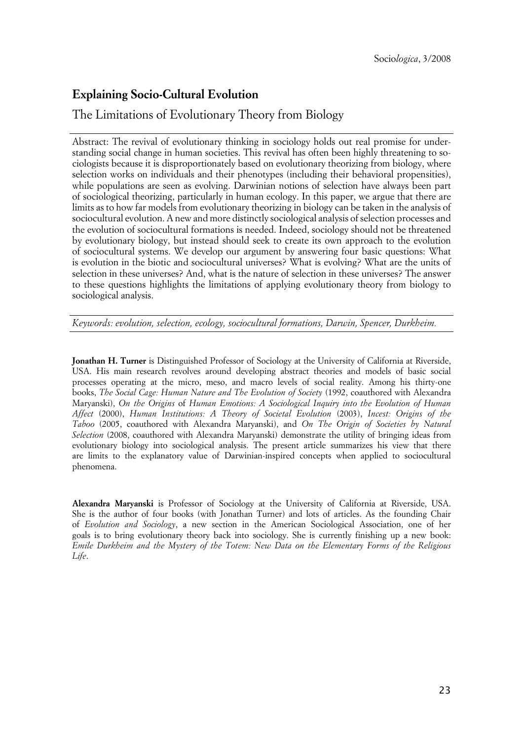## **Explaining Socio-Cultural Evolution**

The Limitations of Evolutionary Theory from Biology

Abstract: The revival of evolutionary thinking in sociology holds out real promise for understanding social change in human societies. This revival has often been highly threatening to sociologists because it is disproportionately based on evolutionary theorizing from biology, where selection works on individuals and their phenotypes (including their behavioral propensities), while populations are seen as evolving. Darwinian notions of selection have always been part of sociological theorizing, particularly in human ecology. In this paper, we argue that there are limits as to how far models from evolutionary theorizing in biology can be taken in the analysis of sociocultural evolution. A new and more distinctly sociological analysis of selection processes and the evolution of sociocultural formations is needed. Indeed, sociology should not be threatened by evolutionary biology, but instead should seek to create its own approach to the evolution of sociocultural systems. We develop our argument by answering four basic questions: What is evolution in the biotic and sociocultural universes? What is evolving? What are the units of selection in these universes? And, what is the nature of selection in these universes? The answer to these questions highlights the limitations of applying evolutionary theory from biology to sociological analysis.

*Keywords: evolution, selection, ecology, sociocultural formations, Darwin, Spencer, Durkheim.*

**Jonathan H. Turner** is Distinguished Professor of Sociology at the University of California at Riverside, USA. His main research revolves around developing abstract theories and models of basic social processes operating at the micro, meso, and macro levels of social reality. Among his thirty-one books, *The Social Cage: Human Nature and The Evolution of Society* (1992, coauthored with Alexandra Maryanski), *On the Origins of Human Emotions: A Sociological Inquiry into the Evolution of Human Affect* (2000), *Human Institutions: A Theory of Societal Evolution* (2003), *Incest: Origins of the Taboo* (2005, coauthored with Alexandra Maryanski), and *On The Origin of Societies by Natural Selection* (2008, coauthored with Alexandra Maryanski) demonstrate the utility of bringing ideas from evolutionary biology into sociological analysis. The present article summarizes his view that there are limits to the explanatory value of Darwinian-inspired concepts when applied to sociocultural phenomena.

**Alexandra Maryanski** is Professor of Sociology at the University of California at Riverside, USA. She is the author of four books (with Jonathan Turner) and lots of articles. As the founding Chair of *Evolution and Sociology*, a new section in the American Sociological Association, one of her goals is to bring evolutionary theory back into sociology. She is currently finishing up a new book: *Emile Durkheim and the Mystery of the Totem: New Data on the Elementary Forms of the Religious Life*.